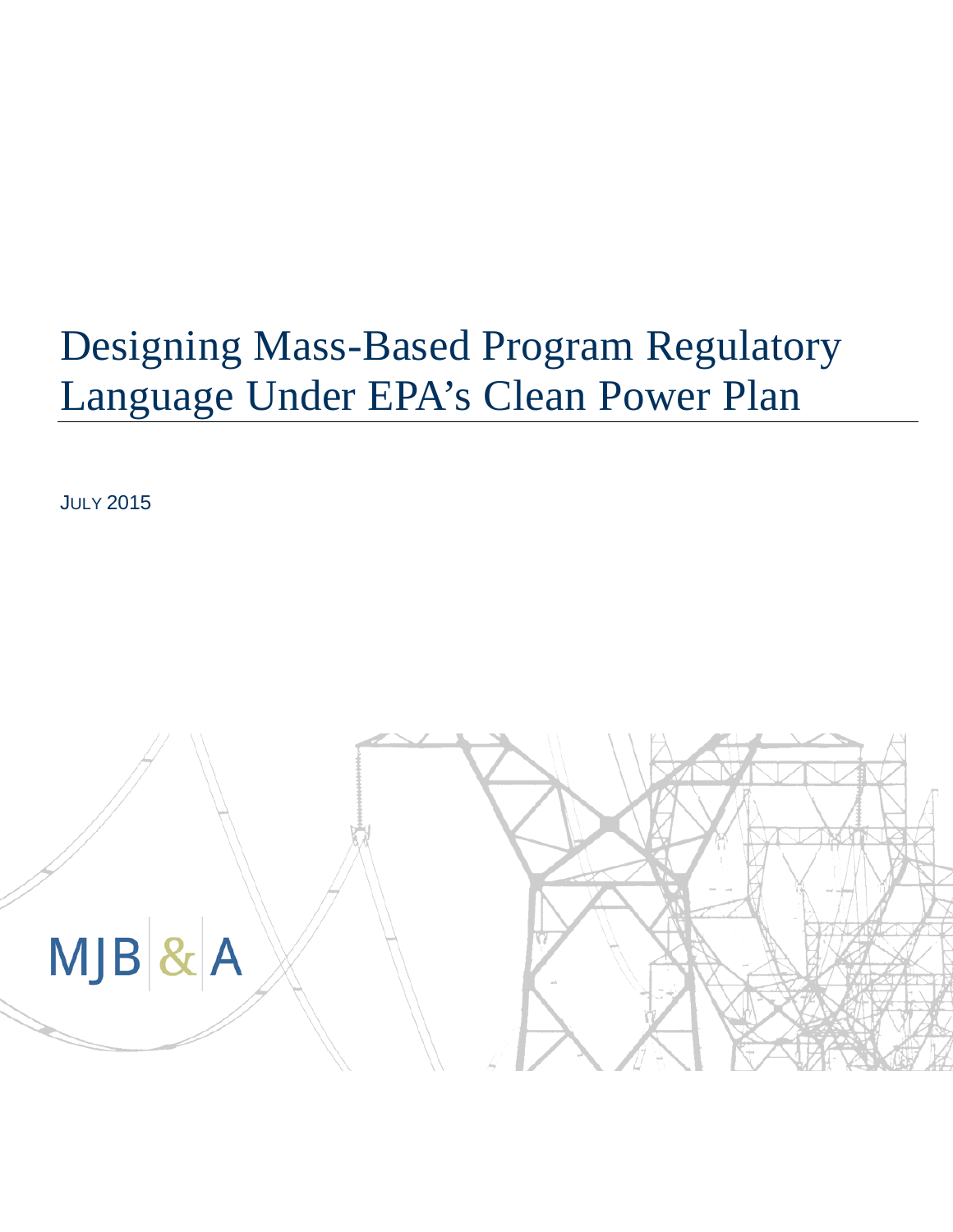# Designing Mass-Based Program Regulatory Language Under EPA's Clean Power Plan

JULY 2015

MJB & A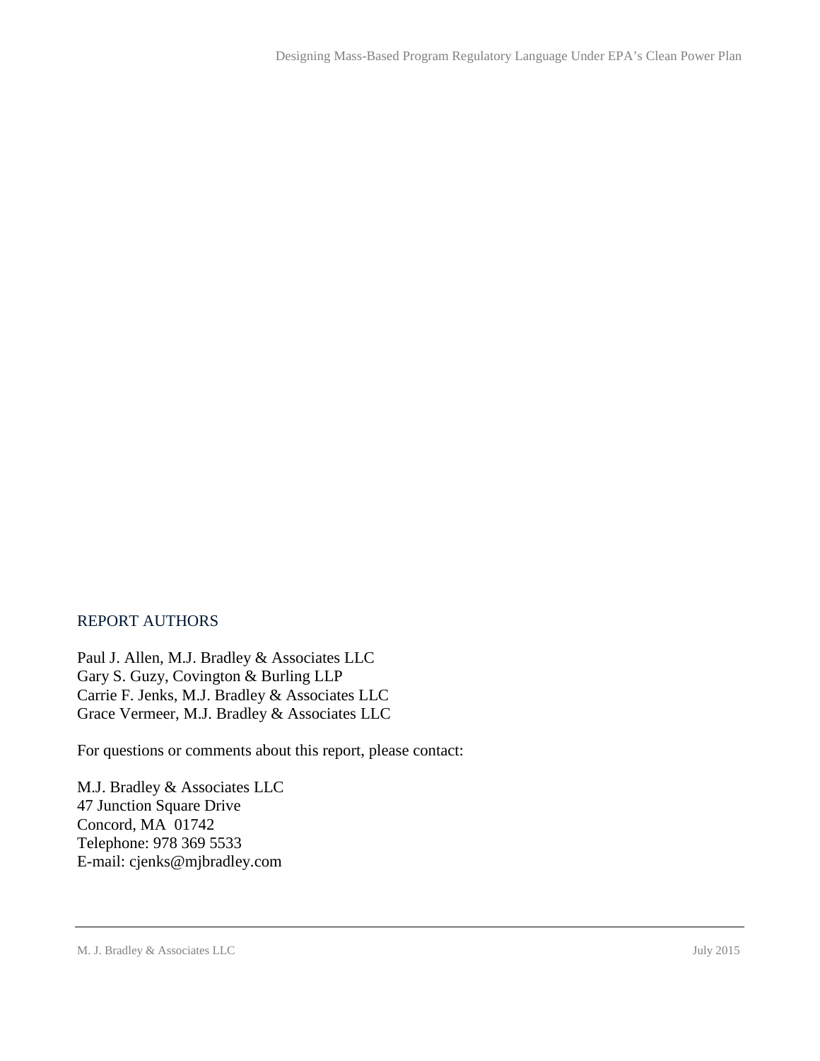## REPORT AUTHORS

Paul J. Allen, M.J. Bradley & Associates LLC
Gary S. Guzy, Covington & Burling LLP
Carrie F. Jenks, M.J. Bradley & Associates LLC
Grace Vermeer, M.J. Bradley & Associates LLC

For questions or comments about this report, please contact:

M.J. Bradley & Associates LLC
47 Junction Square Drive
Concord, MA 01742
Telephone: 978 369 5533
E-mail: cjenks@mjbradley.com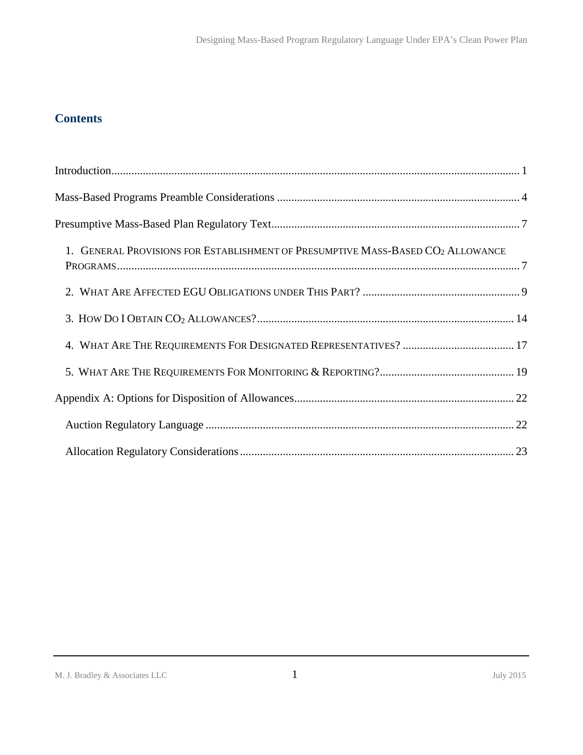## Contents

Introduction ..... 1

Mass-Based Programs Preamble Considerations ..... 4

Presumptive Mass-Based Plan Regulatory Text ..... 7

- 1. GENERAL PROVISIONS FOR ESTABLISHMENT OF PRESUMPTIVE MASS-BASED $CO_2$ ALLOWANCE PROGRAMS ..... 7
- 2. WHAT ARE AFFECTED EGU OBLIGATIONS UNDER THIS PART? ..... 9
- 3. HOW DO I OBTAIN $CO_2$ ALLOWANCES? ..... 14
- 4. WHAT ARE THE REQUIREMENTS FOR DESIGNATED REPRESENTATIVES? ..... 17
- 5. WHAT ARE THE REQUIREMENTS FOR MONITORING & REPORTING? ..... 19

Appendix A: Options for Disposition of Allowances ..... 22

- Auction Regulatory Language ..... 22
- Allocation Regulatory Considerations ..... 23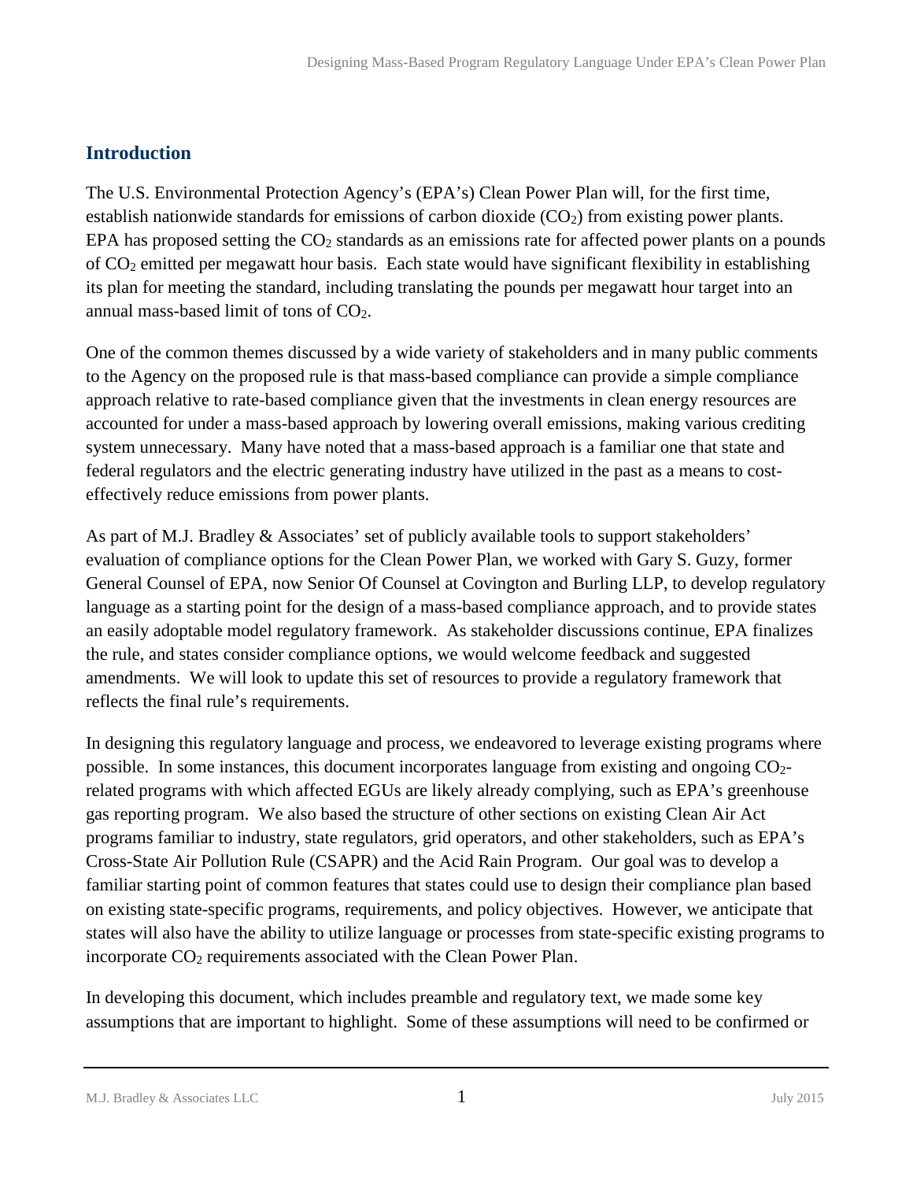## Introduction

The U.S. Environmental Protection Agency's (EPA's) Clean Power Plan will, for the first time, establish nationwide standards for emissions of carbon dioxide ($CO_2$) from existing power plants. EPA has proposed setting the $CO_2$ standards as an emissions rate for affected power plants on a pounds of $CO_2$ emitted per megawatt hour basis. Each state would have significant flexibility in establishing its plan for meeting the standard, including translating the pounds per megawatt hour target into an annual mass-based limit of tons of $CO_2$.

One of the common themes discussed by a wide variety of stakeholders and in many public comments to the Agency on the proposed rule is that mass-based compliance can provide a simple compliance approach relative to rate-based compliance given that the investments in clean energy resources are accounted for under a mass-based approach by lowering overall emissions, making various crediting system unnecessary. Many have noted that a mass-based approach is a familiar one that state and federal regulators and the electric generating industry have utilized in the past as a means to cost-effectively reduce emissions from power plants.

As part of M.J. Bradley & Associates' set of publicly available tools to support stakeholders' evaluation of compliance options for the Clean Power Plan, we worked with Gary S. Guzy, former General Counsel of EPA, now Senior Of Counsel at Covington and Burling LLP, to develop regulatory language as a starting point for the design of a mass-based compliance approach, and to provide states an easily adoptable model regulatory framework. As stakeholder discussions continue, EPA finalizes the rule, and states consider compliance options, we would welcome feedback and suggested amendments. We will look to update this set of resources to provide a regulatory framework that reflects the final rule's requirements.

In designing this regulatory language and process, we endeavored to leverage existing programs where possible. In some instances, this document incorporates language from existing and ongoing $CO_2$-related programs with which affected EGUs are likely already complying, such as EPA's greenhouse gas reporting program. We also based the structure of other sections on existing Clean Air Act programs familiar to industry, state regulators, grid operators, and other stakeholders, such as EPA's Cross-State Air Pollution Rule (CSAPR) and the Acid Rain Program. Our goal was to develop a familiar starting point of common features that states could use to design their compliance plan based on existing state-specific programs, requirements, and policy objectives. However, we anticipate that states will also have the ability to utilize language or processes from state-specific existing programs to incorporate $CO_2$ requirements associated with the Clean Power Plan.

In developing this document, which includes preamble and regulatory text, we made some key assumptions that are important to highlight. Some of these assumptions will need to be confirmed or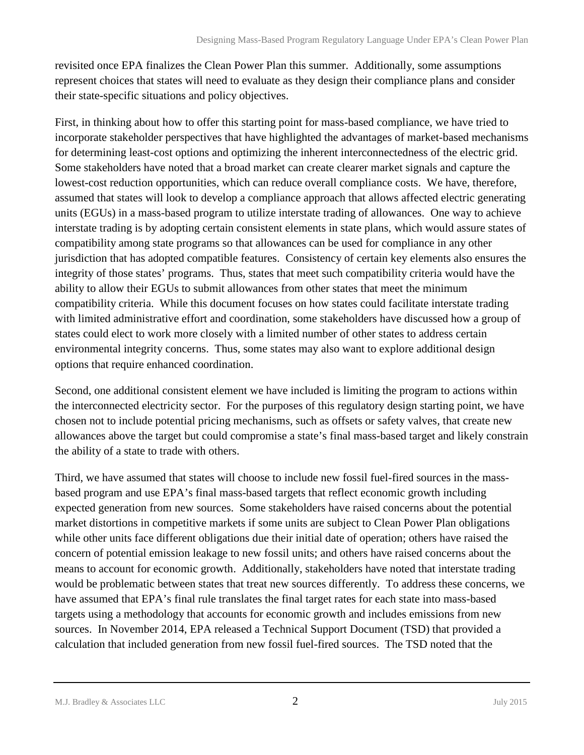revisited once EPA finalizes the Clean Power Plan this summer. Additionally, some assumptions represent choices that states will need to evaluate as they design their compliance plans and consider their state-specific situations and policy objectives.

First, in thinking about how to offer this starting point for mass-based compliance, we have tried to incorporate stakeholder perspectives that have highlighted the advantages of market-based mechanisms for determining least-cost options and optimizing the inherent interconnectedness of the electric grid. Some stakeholders have noted that a broad market can create clearer market signals and capture the lowest-cost reduction opportunities, which can reduce overall compliance costs. We have, therefore, assumed that states will look to develop a compliance approach that allows affected electric generating units (EGUs) in a mass-based program to utilize interstate trading of allowances. One way to achieve interstate trading is by adopting certain consistent elements in state plans, which would assure states of compatibility among state programs so that allowances can be used for compliance in any other jurisdiction that has adopted compatible features. Consistency of certain key elements also ensures the integrity of those states' programs. Thus, states that meet such compatibility criteria would have the ability to allow their EGUs to submit allowances from other states that meet the minimum compatibility criteria. While this document focuses on how states could facilitate interstate trading with limited administrative effort and coordination, some stakeholders have discussed how a group of states could elect to work more closely with a limited number of other states to address certain environmental integrity concerns. Thus, some states may also want to explore additional design options that require enhanced coordination.

Second, one additional consistent element we have included is limiting the program to actions within the interconnected electricity sector. For the purposes of this regulatory design starting point, we have chosen not to include potential pricing mechanisms, such as offsets or safety valves, that create new allowances above the target but could compromise a state's final mass-based target and likely constrain the ability of a state to trade with others.

Third, we have assumed that states will choose to include new fossil fuel-fired sources in the mass-based program and use EPA's final mass-based targets that reflect economic growth including expected generation from new sources. Some stakeholders have raised concerns about the potential market distortions in competitive markets if some units are subject to Clean Power Plan obligations while other units face different obligations due their initial date of operation; others have raised the concern of potential emission leakage to new fossil units; and others have raised concerns about the means to account for economic growth. Additionally, stakeholders have noted that interstate trading would be problematic between states that treat new sources differently. To address these concerns, we have assumed that EPA's final rule translates the final target rates for each state into mass-based targets using a methodology that accounts for economic growth and includes emissions from new sources. In November 2014, EPA released a Technical Support Document (TSD) that provided a calculation that included generation from new fossil fuel-fired sources. The TSD noted that the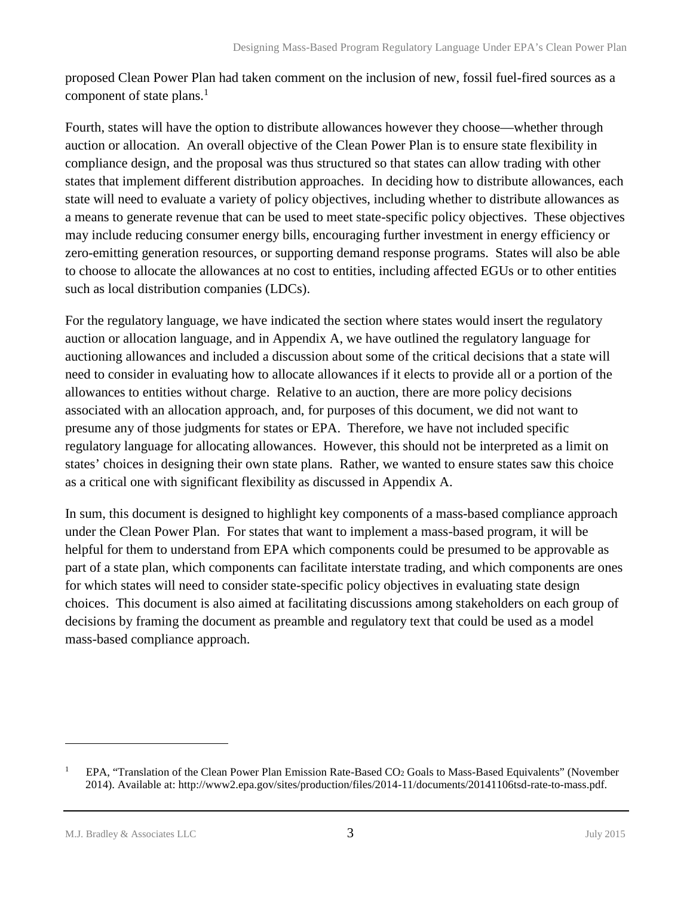proposed Clean Power Plan had taken comment on the inclusion of new, fossil fuel-fired sources as a component of state plans.[1]

Fourth, states will have the option to distribute allowances however they choose—whether through auction or allocation. An overall objective of the Clean Power Plan is to ensure state flexibility in compliance design, and the proposal was thus structured so that states can allow trading with other states that implement different distribution approaches. In deciding how to distribute allowances, each state will need to evaluate a variety of policy objectives, including whether to distribute allowances as a means to generate revenue that can be used to meet state-specific policy objectives. These objectives may include reducing consumer energy bills, encouraging further investment in energy efficiency or zero-emitting generation resources, or supporting demand response programs. States will also be able to choose to allocate the allowances at no cost to entities, including affected EGUs or to other entities such as local distribution companies (LDCs).

For the regulatory language, we have indicated the section where states would insert the regulatory auction or allocation language, and in Appendix A, we have outlined the regulatory language for auctioning allowances and included a discussion about some of the critical decisions that a state will need to consider in evaluating how to allocate allowances if it elects to provide all or a portion of the allowances to entities without charge. Relative to an auction, there are more policy decisions associated with an allocation approach, and, for purposes of this document, we did not want to presume any of those judgments for states or EPA. Therefore, we have not included specific regulatory language for allocating allowances. However, this should not be interpreted as a limit on states' choices in designing their own state plans. Rather, we wanted to ensure states saw this choice as a critical one with significant flexibility as discussed in Appendix A.

In sum, this document is designed to highlight key components of a mass-based compliance approach under the Clean Power Plan. For states that want to implement a mass-based program, it will be helpful for them to understand from EPA which components could be presumed to be approvable as part of a state plan, which components can facilitate interstate trading, and which components are ones for which states will need to consider state-specific policy objectives in evaluating state design choices. This document is also aimed at facilitating discussions among stakeholders on each group of decisions by framing the document as preamble and regulatory text that could be used as a model mass-based compliance approach.

---

[1] EPA, "Translation of the Clean Power Plan Emission Rate-Based $CO_2$ Goals to Mass-Based Equivalents" (November 2014). Available at: http://www2.epa.gov/sites/production/files/2014-11/documents/20141106tsd-rate-to-mass.pdf.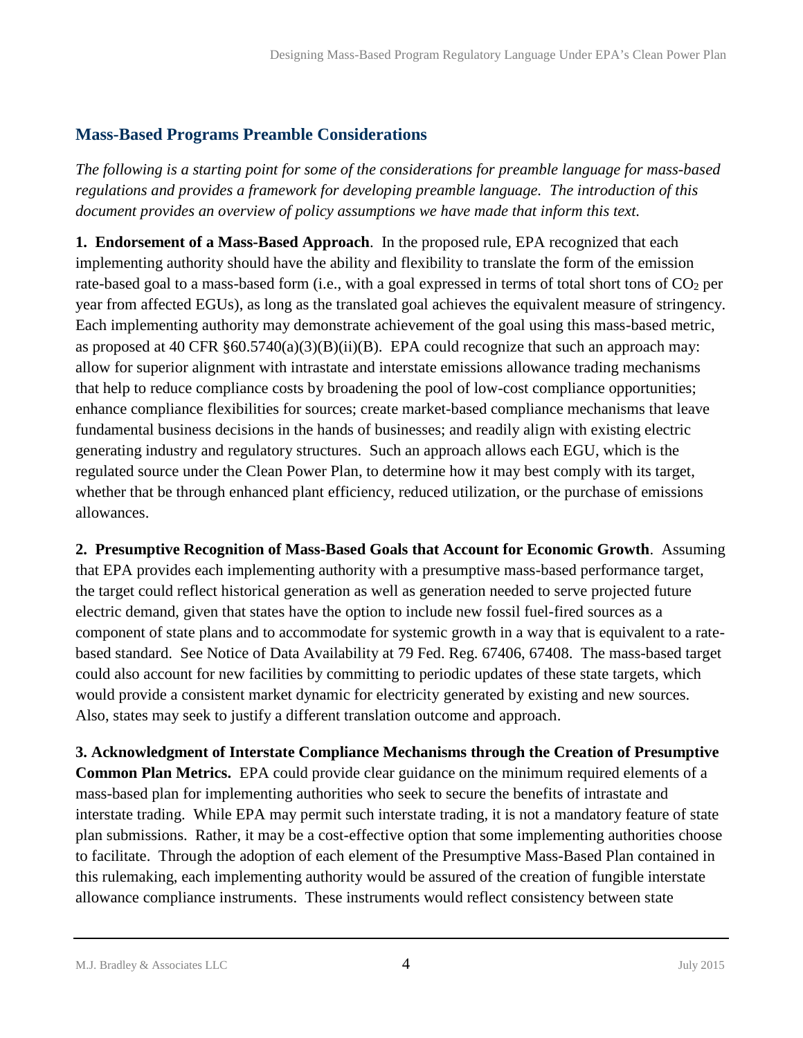## Mass-Based Programs Preamble Considerations

*The following is a starting point for some of the considerations for preamble language for mass-based regulations and provides a framework for developing preamble language. The introduction of this document provides an overview of policy assumptions we have made that inform this text.*

**1. Endorsement of a Mass-Based Approach**. In the proposed rule, EPA recognized that each implementing authority should have the ability and flexibility to translate the form of the emission rate-based goal to a mass-based form (i.e., with a goal expressed in terms of total short tons of $CO_2$ per year from affected EGUs), as long as the translated goal achieves the equivalent measure of stringency. Each implementing authority may demonstrate achievement of the goal using this mass-based metric, as proposed at 40 CFR §60.5740(a)(3)(B)(ii)(B). EPA could recognize that such an approach may: allow for superior alignment with intrastate and interstate emissions allowance trading mechanisms that help to reduce compliance costs by broadening the pool of low-cost compliance opportunities; enhance compliance flexibilities for sources; create market-based compliance mechanisms that leave fundamental business decisions in the hands of businesses; and readily align with existing electric generating industry and regulatory structures. Such an approach allows each EGU, which is the regulated source under the Clean Power Plan, to determine how it may best comply with its target, whether that be through enhanced plant efficiency, reduced utilization, or the purchase of emissions allowances.

**2. Presumptive Recognition of Mass-Based Goals that Account for Economic Growth**. Assuming that EPA provides each implementing authority with a presumptive mass-based performance target, the target could reflect historical generation as well as generation needed to serve projected future electric demand, given that states have the option to include new fossil fuel-fired sources as a component of state plans and to accommodate for systemic growth in a way that is equivalent to a rate-based standard. See Notice of Data Availability at 79 Fed. Reg. 67406, 67408. The mass-based target could also account for new facilities by committing to periodic updates of these state targets, which would provide a consistent market dynamic for electricity generated by existing and new sources. Also, states may seek to justify a different translation outcome and approach.

**3. Acknowledgment of Interstate Compliance Mechanisms through the Creation of Presumptive Common Plan Metrics.** EPA could provide clear guidance on the minimum required elements of a mass-based plan for implementing authorities who seek to secure the benefits of intrastate and interstate trading. While EPA may permit such interstate trading, it is not a mandatory feature of state plan submissions. Rather, it may be a cost-effective option that some implementing authorities choose to facilitate. Through the adoption of each element of the Presumptive Mass-Based Plan contained in this rulemaking, each implementing authority would be assured of the creation of fungible interstate allowance compliance instruments. These instruments would reflect consistency between state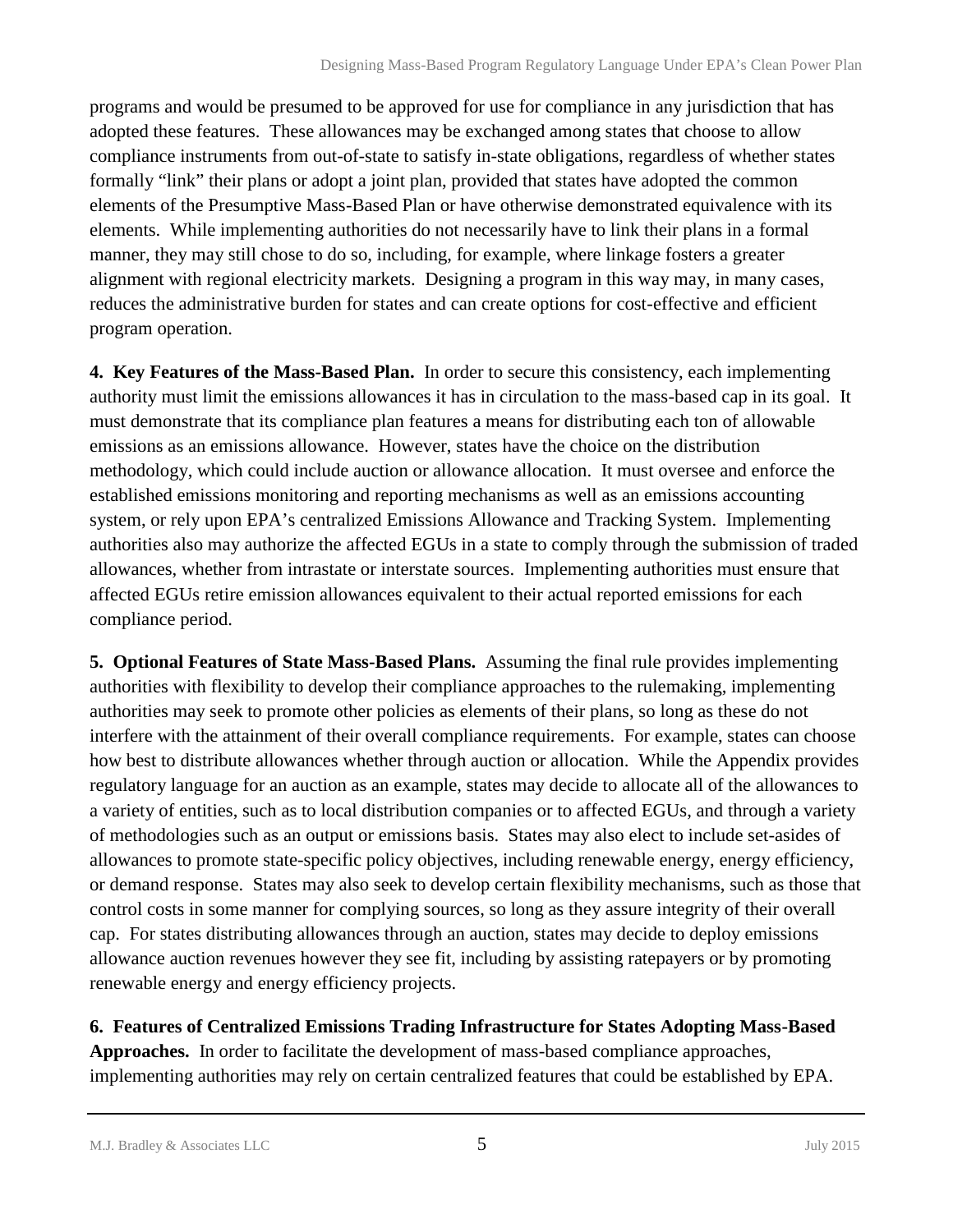programs and would be presumed to be approved for use for compliance in any jurisdiction that has adopted these features. These allowances may be exchanged among states that choose to allow compliance instruments from out-of-state to satisfy in-state obligations, regardless of whether states formally "link" their plans or adopt a joint plan, provided that states have adopted the common elements of the Presumptive Mass-Based Plan or have otherwise demonstrated equivalence with its elements. While implementing authorities do not necessarily have to link their plans in a formal manner, they may still chose to do so, including, for example, where linkage fosters a greater alignment with regional electricity markets. Designing a program in this way may, in many cases, reduces the administrative burden for states and can create options for cost-effective and efficient program operation.

**4. Key Features of the Mass-Based Plan.** In order to secure this consistency, each implementing authority must limit the emissions allowances it has in circulation to the mass-based cap in its goal. It must demonstrate that its compliance plan features a means for distributing each ton of allowable emissions as an emissions allowance. However, states have the choice on the distribution methodology, which could include auction or allowance allocation. It must oversee and enforce the established emissions monitoring and reporting mechanisms as well as an emissions accounting system, or rely upon EPA's centralized Emissions Allowance and Tracking System. Implementing authorities also may authorize the affected EGUs in a state to comply through the submission of traded allowances, whether from intrastate or interstate sources. Implementing authorities must ensure that affected EGUs retire emission allowances equivalent to their actual reported emissions for each compliance period.

**5. Optional Features of State Mass-Based Plans.** Assuming the final rule provides implementing authorities with flexibility to develop their compliance approaches to the rulemaking, implementing authorities may seek to promote other policies as elements of their plans, so long as these do not interfere with the attainment of their overall compliance requirements. For example, states can choose how best to distribute allowances whether through auction or allocation. While the Appendix provides regulatory language for an auction as an example, states may decide to allocate all of the allowances to a variety of entities, such as to local distribution companies or to affected EGUs, and through a variety of methodologies such as an output or emissions basis. States may also elect to include set-asides of allowances to promote state-specific policy objectives, including renewable energy, energy efficiency, or demand response. States may also seek to develop certain flexibility mechanisms, such as those that control costs in some manner for complying sources, so long as they assure integrity of their overall cap. For states distributing allowances through an auction, states may decide to deploy emissions allowance auction revenues however they see fit, including by assisting ratepayers or by promoting renewable energy and energy efficiency projects.

**6. Features of Centralized Emissions Trading Infrastructure for States Adopting Mass-Based Approaches.** In order to facilitate the development of mass-based compliance approaches, implementing authorities may rely on certain centralized features that could be established by EPA.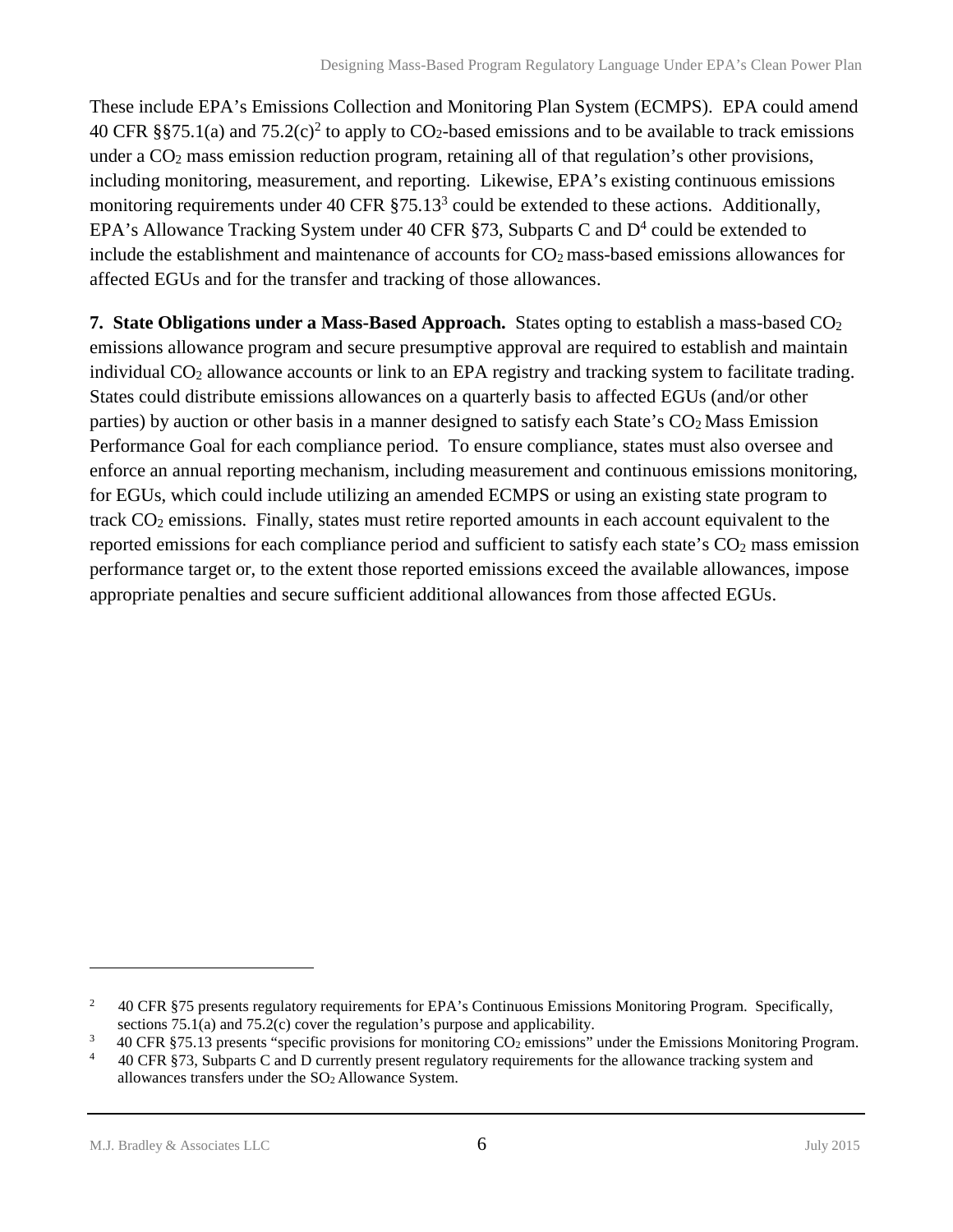These include EPA's Emissions Collection and Monitoring Plan System (ECMPS). EPA could amend 40 CFR §§75.1(a) and 75.2(c)[2] to apply to $CO_2$-based emissions and to be available to track emissions under a $CO_2$ mass emission reduction program, retaining all of that regulation's other provisions, including monitoring, measurement, and reporting. Likewise, EPA's existing continuous emissions monitoring requirements under 40 CFR §75.13[3] could be extended to these actions. Additionally, EPA's Allowance Tracking System under 40 CFR §73, Subparts C and D[4] could be extended to include the establishment and maintenance of accounts for $CO_2$ mass-based emissions allowances for affected EGUs and for the transfer and tracking of those allowances.

**7. State Obligations under a Mass-Based Approach.** States opting to establish a mass-based $CO_2$ emissions allowance program and secure presumptive approval are required to establish and maintain individual $CO_2$ allowance accounts or link to an EPA registry and tracking system to facilitate trading. States could distribute emissions allowances on a quarterly basis to affected EGUs (and/or other parties) by auction or other basis in a manner designed to satisfy each State's $CO_2$ Mass Emission Performance Goal for each compliance period. To ensure compliance, states must also oversee and enforce an annual reporting mechanism, including measurement and continuous emissions monitoring, for EGUs, which could include utilizing an amended ECMPS or using an existing state program to track $CO_2$ emissions. Finally, states must retire reported amounts in each account equivalent to the reported emissions for each compliance period and sufficient to satisfy each state's $CO_2$ mass emission performance target or, to the extent those reported emissions exceed the available allowances, impose appropriate penalties and secure sufficient additional allowances from those affected EGUs.

---

[2] 40 CFR §75 presents regulatory requirements for EPA's Continuous Emissions Monitoring Program. Specifically, sections 75.1(a) and 75.2(c) cover the regulation's purpose and applicability.

[3] 40 CFR §75.13 presents "specific provisions for monitoring $CO_2$ emissions" under the Emissions Monitoring Program.

[4] 40 CFR §73, Subparts C and D currently present regulatory requirements for the allowance tracking system and allowances transfers under the $SO_2$ Allowance System.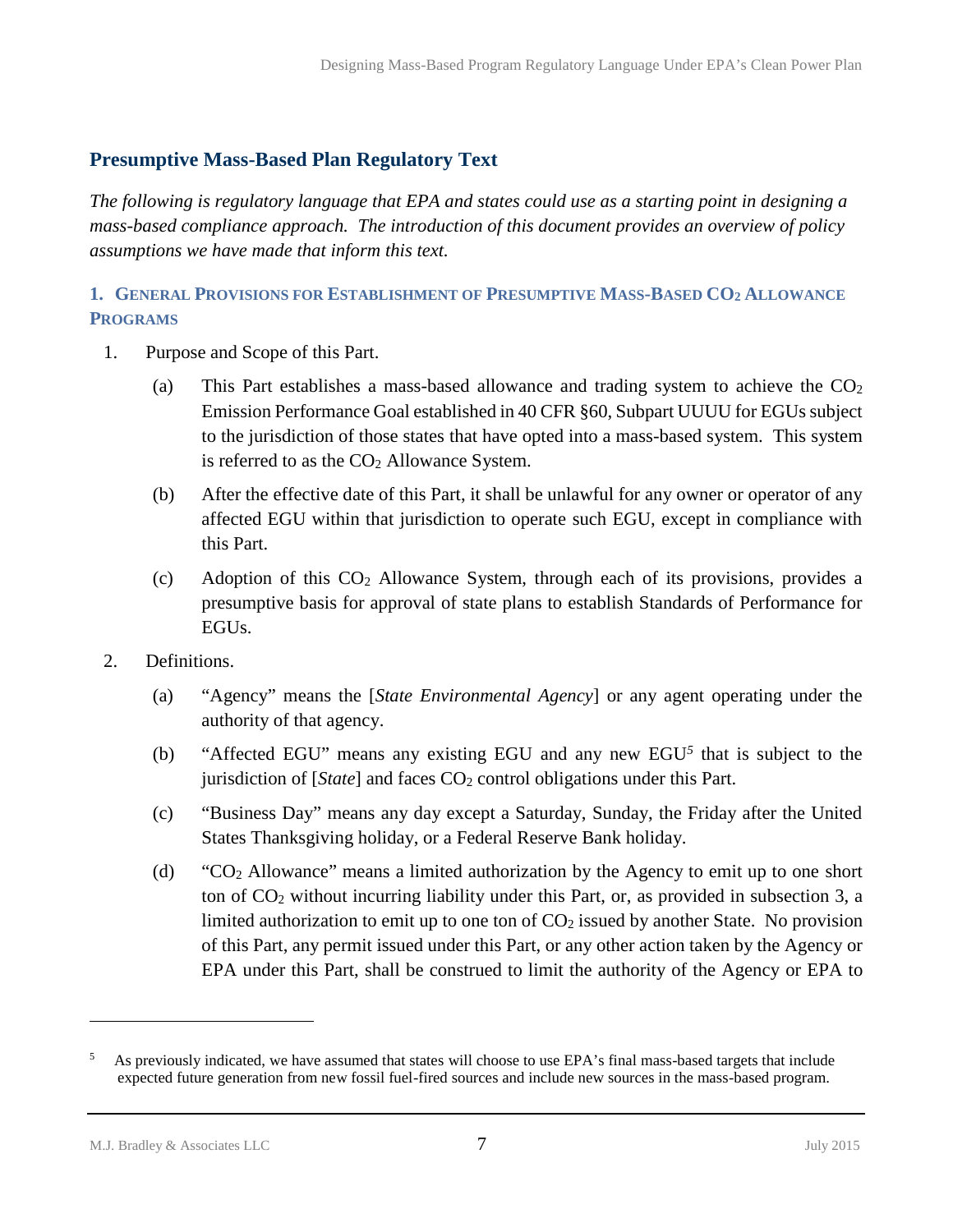## Presumptive Mass-Based Plan Regulatory Text

*The following is regulatory language that EPA and states could use as a starting point in designing a mass-based compliance approach. The introduction of this document provides an overview of policy assumptions we have made that inform this text.*

### 1. General Provisions for Establishment of Presumptive Mass-Based $CO_2$ Allowance Programs

1. Purpose and Scope of this Part.

   (a) This Part establishes a mass-based allowance and trading system to achieve the $CO_2$ Emission Performance Goal established in 40 CFR §60, Subpart UUUU for EGUs subject to the jurisdiction of those states that have opted into a mass-based system. This system is referred to as the $CO_2$ Allowance System.

   (b) After the effective date of this Part, it shall be unlawful for any owner or operator of any affected EGU within that jurisdiction to operate such EGU, except in compliance with this Part.

   (c) Adoption of this $CO_2$ Allowance System, through each of its provisions, provides a presumptive basis for approval of state plans to establish Standards of Performance for EGUs.

2. Definitions.

   (a) "Agency" means the [*State Environmental Agency*] or any agent operating under the authority of that agency.

   (b) "Affected EGU" means any existing EGU and any new EGU[5] that is subject to the jurisdiction of [*State*] and faces $CO_2$ control obligations under this Part.

   (c) "Business Day" means any day except a Saturday, Sunday, the Friday after the United States Thanksgiving holiday, or a Federal Reserve Bank holiday.

   (d) "$CO_2$ Allowance" means a limited authorization by the Agency to emit up to one short ton of $CO_2$ without incurring liability under this Part, or, as provided in subsection 3, a limited authorization to emit up to one ton of $CO_2$ issued by another State. No provision of this Part, any permit issued under this Part, or any other action taken by the Agency or EPA under this Part, shall be construed to limit the authority of the Agency or EPA to

---

[5] As previously indicated, we have assumed that states will choose to use EPA's final mass-based targets that include expected future generation from new fossil fuel-fired sources and include new sources in the mass-based program.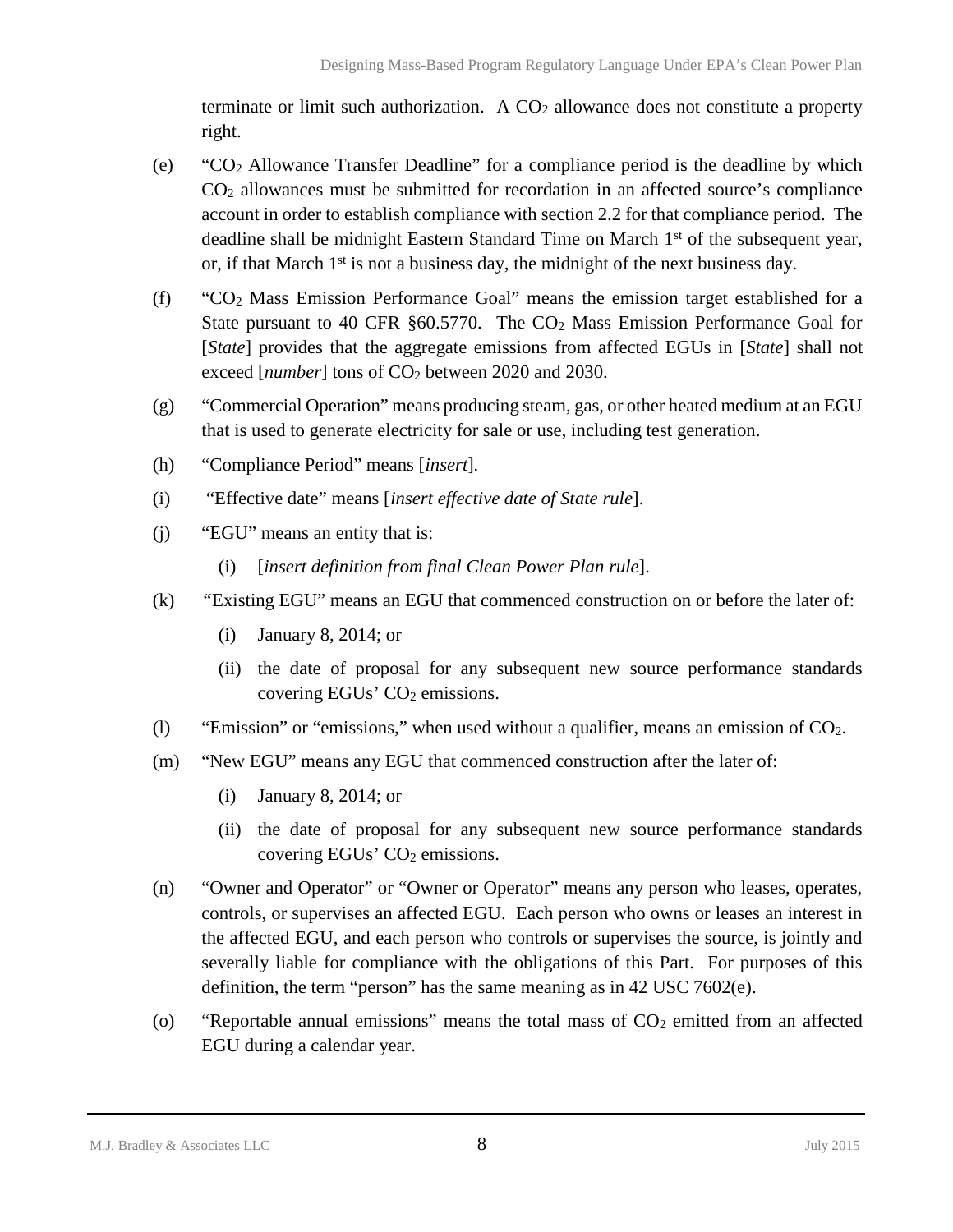terminate or limit such authorization. A $CO_2$ allowance does not constitute a property right.

(e) "$CO_2$ Allowance Transfer Deadline" for a compliance period is the deadline by which $CO_2$ allowances must be submitted for recordation in an affected source's compliance account in order to establish compliance with section 2.2 for that compliance period. The deadline shall be midnight Eastern Standard Time on March 1st of the subsequent year, or, if that March 1st is not a business day, the midnight of the next business day.

(f) "$CO_2$ Mass Emission Performance Goal" means the emission target established for a State pursuant to 40 CFR §60.5770. The $CO_2$ Mass Emission Performance Goal for [*State*] provides that the aggregate emissions from affected EGUs in [*State*] shall not exceed [*number*] tons of $CO_2$ between 2020 and 2030.

(g) "Commercial Operation" means producing steam, gas, or other heated medium at an EGU that is used to generate electricity for sale or use, including test generation.

(h) "Compliance Period" means [*insert*].

(i) "Effective date" means [*insert effective date of State rule*].

(j) "EGU" means an entity that is:

   (i) [*insert definition from final Clean Power Plan rule*].

(k) "Existing EGU" means an EGU that commenced construction on or before the later of:

   (i) January 8, 2014; or

   (ii) the date of proposal for any subsequent new source performance standards covering EGUs' $CO_2$ emissions.

(l) "Emission" or "emissions," when used without a qualifier, means an emission of $CO_2$.

(m) "New EGU" means any EGU that commenced construction after the later of:

   (i) January 8, 2014; or

   (ii) the date of proposal for any subsequent new source performance standards covering EGUs' $CO_2$ emissions.

(n) "Owner and Operator" or "Owner or Operator" means any person who leases, operates, controls, or supervises an affected EGU. Each person who owns or leases an interest in the affected EGU, and each person who controls or supervises the source, is jointly and severally liable for compliance with the obligations of this Part. For purposes of this definition, the term "person" has the same meaning as in 42 USC 7602(e).

(o) "Reportable annual emissions" means the total mass of $CO_2$ emitted from an affected EGU during a calendar year.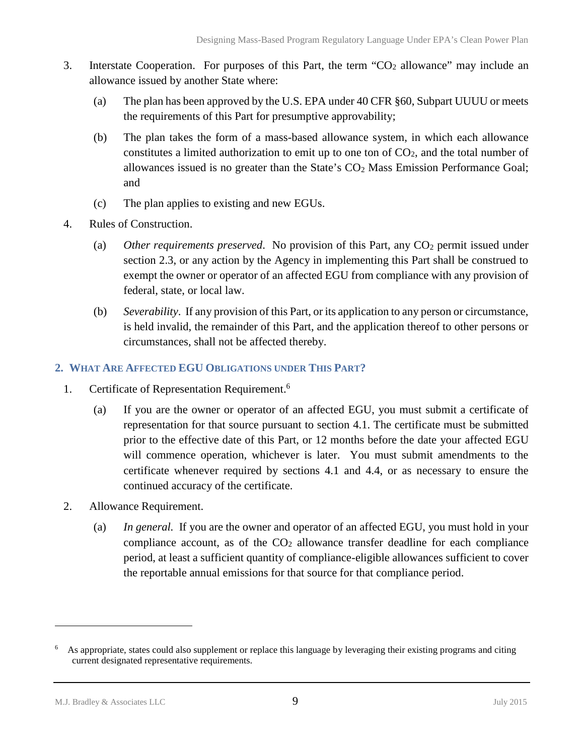3. Interstate Cooperation. For purposes of this Part, the term "$CO_2$ allowance" may include an allowance issued by another State where:

    (a) The plan has been approved by the U.S. EPA under 40 CFR §60, Subpart UUUU or meets the requirements of this Part for presumptive approvability;

    (b) The plan takes the form of a mass-based allowance system, in which each allowance constitutes a limited authorization to emit up to one ton of $CO_2$, and the total number of allowances issued is no greater than the State's $CO_2$ Mass Emission Performance Goal; and

    (c) The plan applies to existing and new EGUs.

4. Rules of Construction.

    (a) *Other requirements preserved*. No provision of this Part, any $CO_2$ permit issued under section 2.3, or any action by the Agency in implementing this Part shall be construed to exempt the owner or operator of an affected EGU from compliance with any provision of federal, state, or local law.

    (b) *Severability*. If any provision of this Part, or its application to any person or circumstance, is held invalid, the remainder of this Part, and the application thereof to other persons or circumstances, shall not be affected thereby.

## 2. What Are Affected EGU Obligations under This Part?

1. Certificate of Representation Requirement.[6]

    (a) If you are the owner or operator of an affected EGU, you must submit a certificate of representation for that source pursuant to section 4.1. The certificate must be submitted prior to the effective date of this Part, or 12 months before the date your affected EGU will commence operation, whichever is later. You must submit amendments to the certificate whenever required by sections 4.1 and 4.4, or as necessary to ensure the continued accuracy of the certificate.

2. Allowance Requirement.

    (a) *In general.* If you are the owner and operator of an affected EGU, you must hold in your compliance account, as of the $CO_2$ allowance transfer deadline for each compliance period, at least a sufficient quantity of compliance-eligible allowances sufficient to cover the reportable annual emissions for that source for that compliance period.

---

[6] As appropriate, states could also supplement or replace this language by leveraging their existing programs and citing current designated representative requirements.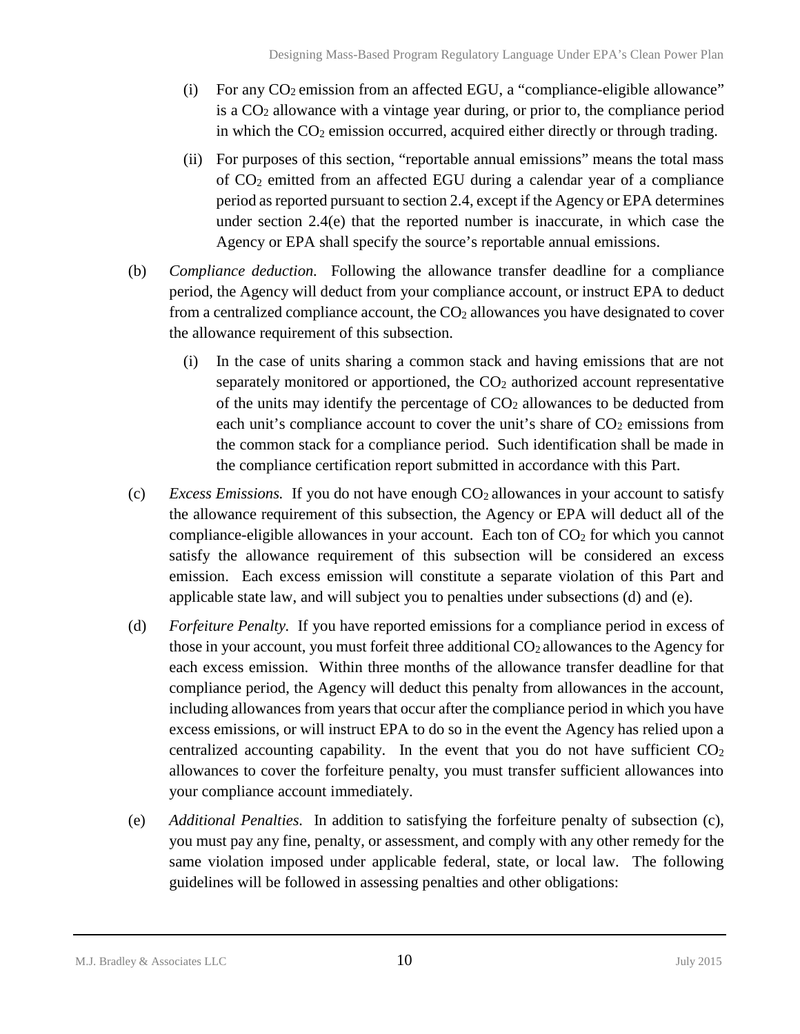(i) For any $CO_2$ emission from an affected EGU, a "compliance-eligible allowance" is a $CO_2$ allowance with a vintage year during, or prior to, the compliance period in which the $CO_2$ emission occurred, acquired either directly or through trading.

(ii) For purposes of this section, "reportable annual emissions" means the total mass of $CO_2$ emitted from an affected EGU during a calendar year of a compliance period as reported pursuant to section 2.4, except if the Agency or EPA determines under section 2.4(e) that the reported number is inaccurate, in which case the Agency or EPA shall specify the source's reportable annual emissions.

(b) *Compliance deduction.* Following the allowance transfer deadline for a compliance period, the Agency will deduct from your compliance account, or instruct EPA to deduct from a centralized compliance account, the $CO_2$ allowances you have designated to cover the allowance requirement of this subsection.

(i) In the case of units sharing a common stack and having emissions that are not separately monitored or apportioned, the $CO_2$ authorized account representative of the units may identify the percentage of $CO_2$ allowances to be deducted from each unit's compliance account to cover the unit's share of $CO_2$ emissions from the common stack for a compliance period. Such identification shall be made in the compliance certification report submitted in accordance with this Part.

(c) *Excess Emissions.* If you do not have enough $CO_2$ allowances in your account to satisfy the allowance requirement of this subsection, the Agency or EPA will deduct all of the compliance-eligible allowances in your account. Each ton of $CO_2$ for which you cannot satisfy the allowance requirement of this subsection will be considered an excess emission. Each excess emission will constitute a separate violation of this Part and applicable state law, and will subject you to penalties under subsections (d) and (e).

(d) *Forfeiture Penalty.* If you have reported emissions for a compliance period in excess of those in your account, you must forfeit three additional $CO_2$ allowances to the Agency for each excess emission. Within three months of the allowance transfer deadline for that compliance period, the Agency will deduct this penalty from allowances in the account, including allowances from years that occur after the compliance period in which you have excess emissions, or will instruct EPA to do so in the event the Agency has relied upon a centralized accounting capability. In the event that you do not have sufficient $CO_2$ allowances to cover the forfeiture penalty, you must transfer sufficient allowances into your compliance account immediately.

(e) *Additional Penalties.* In addition to satisfying the forfeiture penalty of subsection (c), you must pay any fine, penalty, or assessment, and comply with any other remedy for the same violation imposed under applicable federal, state, or local law. The following guidelines will be followed in assessing penalties and other obligations: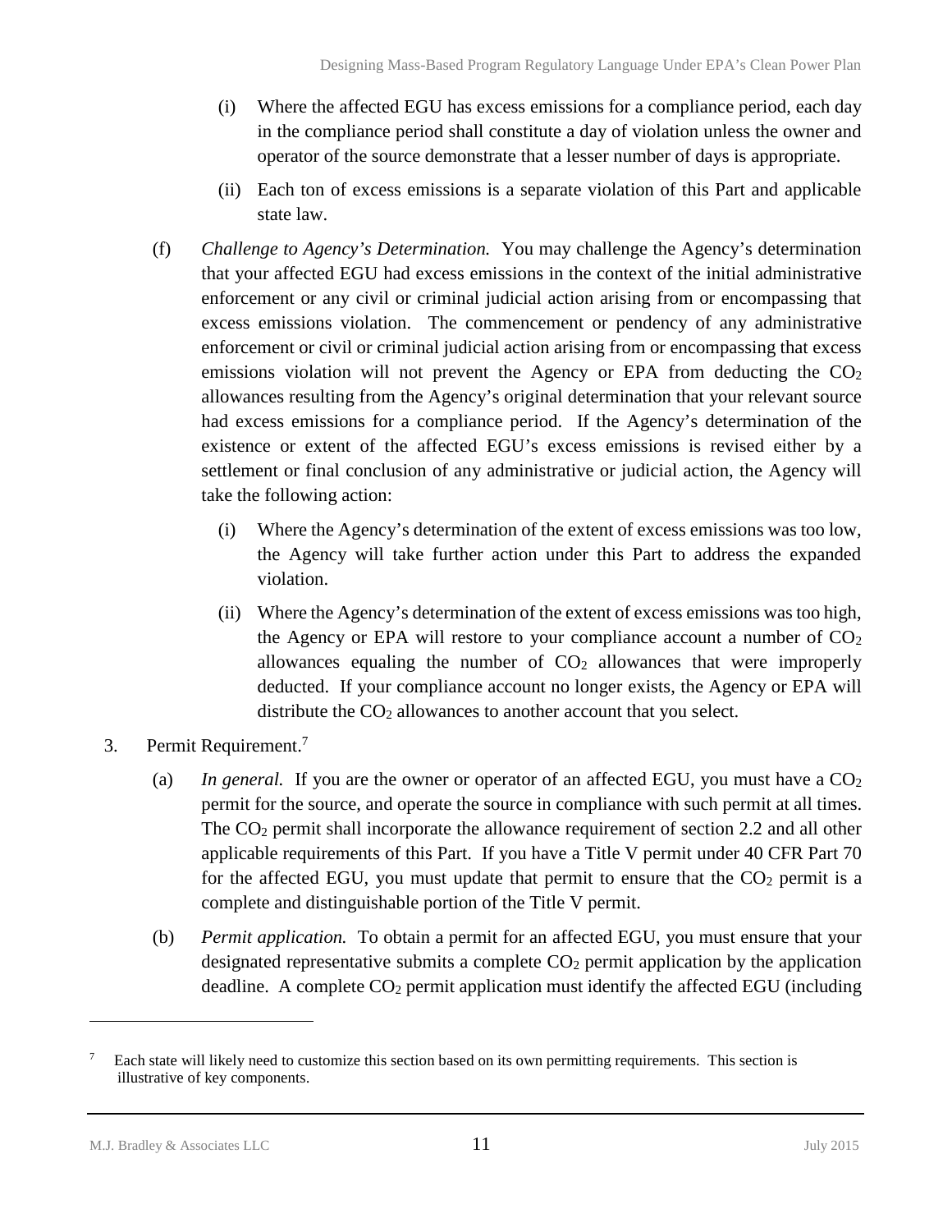(i) Where the affected EGU has excess emissions for a compliance period, each day in the compliance period shall constitute a day of violation unless the owner and operator of the source demonstrate that a lesser number of days is appropriate.

(ii) Each ton of excess emissions is a separate violation of this Part and applicable state law.

(f) *Challenge to Agency's Determination.* You may challenge the Agency's determination that your affected EGU had excess emissions in the context of the initial administrative enforcement or any civil or criminal judicial action arising from or encompassing that excess emissions violation. The commencement or pendency of any administrative enforcement or civil or criminal judicial action arising from or encompassing that excess emissions violation will not prevent the Agency or EPA from deducting the $CO_2$ allowances resulting from the Agency's original determination that your relevant source had excess emissions for a compliance period. If the Agency's determination of the existence or extent of the affected EGU's excess emissions is revised either by a settlement or final conclusion of any administrative or judicial action, the Agency will take the following action:

(i) Where the Agency's determination of the extent of excess emissions was too low, the Agency will take further action under this Part to address the expanded violation.

(ii) Where the Agency's determination of the extent of excess emissions was too high, the Agency or EPA will restore to your compliance account a number of $CO_2$ allowances equaling the number of $CO_2$ allowances that were improperly deducted. If your compliance account no longer exists, the Agency or EPA will distribute the $CO_2$ allowances to another account that you select.

3. Permit Requirement.[7]

(a) *In general.* If you are the owner or operator of an affected EGU, you must have a $CO_2$ permit for the source, and operate the source in compliance with such permit at all times. The $CO_2$ permit shall incorporate the allowance requirement of section 2.2 and all other applicable requirements of this Part. If you have a Title V permit under 40 CFR Part 70 for the affected EGU, you must update that permit to ensure that the $CO_2$ permit is a complete and distinguishable portion of the Title V permit.

(b) *Permit application.* To obtain a permit for an affected EGU, you must ensure that your designated representative submits a complete $CO_2$ permit application by the application deadline. A complete $CO_2$ permit application must identify the affected EGU (including

[7] Each state will likely need to customize this section based on its own permitting requirements. This section is illustrative of key components.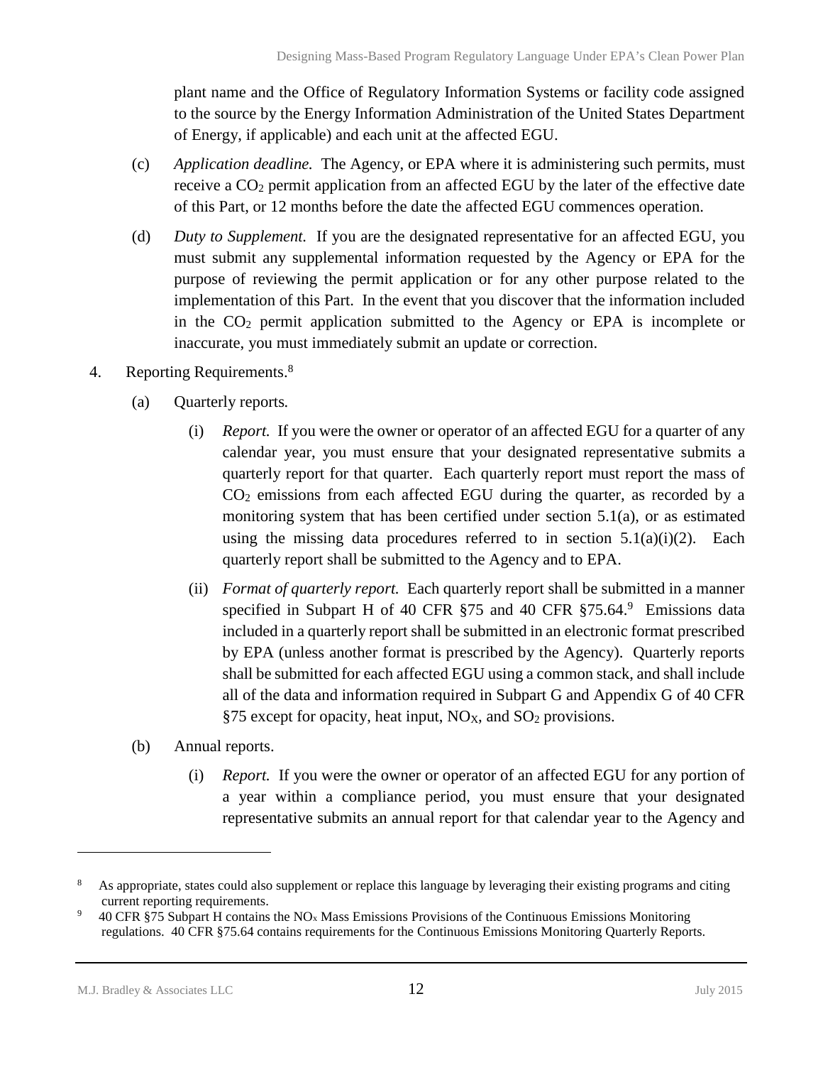plant name and the Office of Regulatory Information Systems or facility code assigned to the source by the Energy Information Administration of the United States Department of Energy, if applicable) and each unit at the affected EGU.

(c) *Application deadline.* The Agency, or EPA where it is administering such permits, must receive a $CO_2$ permit application from an affected EGU by the later of the effective date of this Part, or 12 months before the date the affected EGU commences operation.

(d) *Duty to Supplement.* If you are the designated representative for an affected EGU, you must submit any supplemental information requested by the Agency or EPA for the purpose of reviewing the permit application or for any other purpose related to the implementation of this Part. In the event that you discover that the information included in the $CO_2$ permit application submitted to the Agency or EPA is incomplete or inaccurate, you must immediately submit an update or correction.

4. Reporting Requirements.[8]

(a) Quarterly reports.

(i) *Report.* If you were the owner or operator of an affected EGU for a quarter of any calendar year, you must ensure that your designated representative submits a quarterly report for that quarter. Each quarterly report must report the mass of $CO_2$ emissions from each affected EGU during the quarter, as recorded by a monitoring system that has been certified under section 5.1(a), or as estimated using the missing data procedures referred to in section 5.1(a)(i)(2). Each quarterly report shall be submitted to the Agency and to EPA.

(ii) *Format of quarterly report.* Each quarterly report shall be submitted in a manner specified in Subpart H of 40 CFR §75 and 40 CFR §75.64.[9] Emissions data included in a quarterly report shall be submitted in an electronic format prescribed by EPA (unless another format is prescribed by the Agency). Quarterly reports shall be submitted for each affected EGU using a common stack, and shall include all of the data and information required in Subpart G and Appendix G of 40 CFR §75 except for opacity, heat input, $NO_X$, and $SO_2$ provisions.

(b) Annual reports.

(i) *Report.* If you were the owner or operator of an affected EGU for any portion of a year within a compliance period, you must ensure that your designated representative submits an annual report for that calendar year to the Agency and

---

[8] As appropriate, states could also supplement or replace this language by leveraging their existing programs and citing current reporting requirements.

[9] 40 CFR §75 Subpart H contains the $NO_x$ Mass Emissions Provisions of the Continuous Emissions Monitoring regulations. 40 CFR §75.64 contains requirements for the Continuous Emissions Monitoring Quarterly Reports.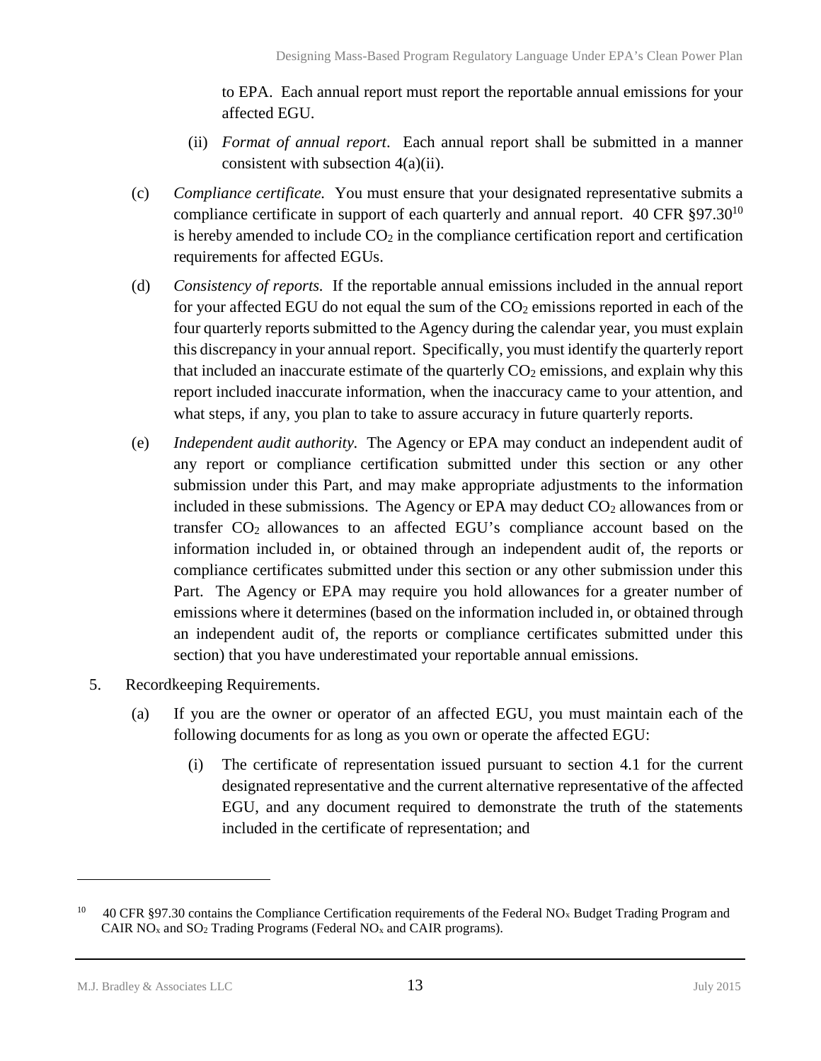to EPA. Each annual report must report the reportable annual emissions for your affected EGU.

(ii) *Format of annual report*. Each annual report shall be submitted in a manner consistent with subsection 4(a)(ii).

(c) *Compliance certificate.* You must ensure that your designated representative submits a compliance certificate in support of each quarterly and annual report. 40 CFR §97.30[10] is hereby amended to include $CO_2$ in the compliance certification report and certification requirements for affected EGUs.

(d) *Consistency of reports.* If the reportable annual emissions included in the annual report for your affected EGU do not equal the sum of the $CO_2$ emissions reported in each of the four quarterly reports submitted to the Agency during the calendar year, you must explain this discrepancy in your annual report. Specifically, you must identify the quarterly report that included an inaccurate estimate of the quarterly $CO_2$ emissions, and explain why this report included inaccurate information, when the inaccuracy came to your attention, and what steps, if any, you plan to take to assure accuracy in future quarterly reports.

(e) *Independent audit authority.* The Agency or EPA may conduct an independent audit of any report or compliance certification submitted under this section or any other submission under this Part, and may make appropriate adjustments to the information included in these submissions. The Agency or EPA may deduct $CO_2$ allowances from or transfer $CO_2$ allowances to an affected EGU's compliance account based on the information included in, or obtained through an independent audit of, the reports or compliance certificates submitted under this section or any other submission under this Part. The Agency or EPA may require you hold allowances for a greater number of emissions where it determines (based on the information included in, or obtained through an independent audit of, the reports or compliance certificates submitted under this section) that you have underestimated your reportable annual emissions.

5. Recordkeeping Requirements.

(a) If you are the owner or operator of an affected EGU, you must maintain each of the following documents for as long as you own or operate the affected EGU:

(i) The certificate of representation issued pursuant to section 4.1 for the current designated representative and the current alternative representative of the affected EGU, and any document required to demonstrate the truth of the statements included in the certificate of representation; and

---

[10] 40 CFR §97.30 contains the Compliance Certification requirements of the Federal $NO_x$ Budget Trading Program and CAIR $NO_x$ and $SO_2$ Trading Programs (Federal $NO_x$ and CAIR programs).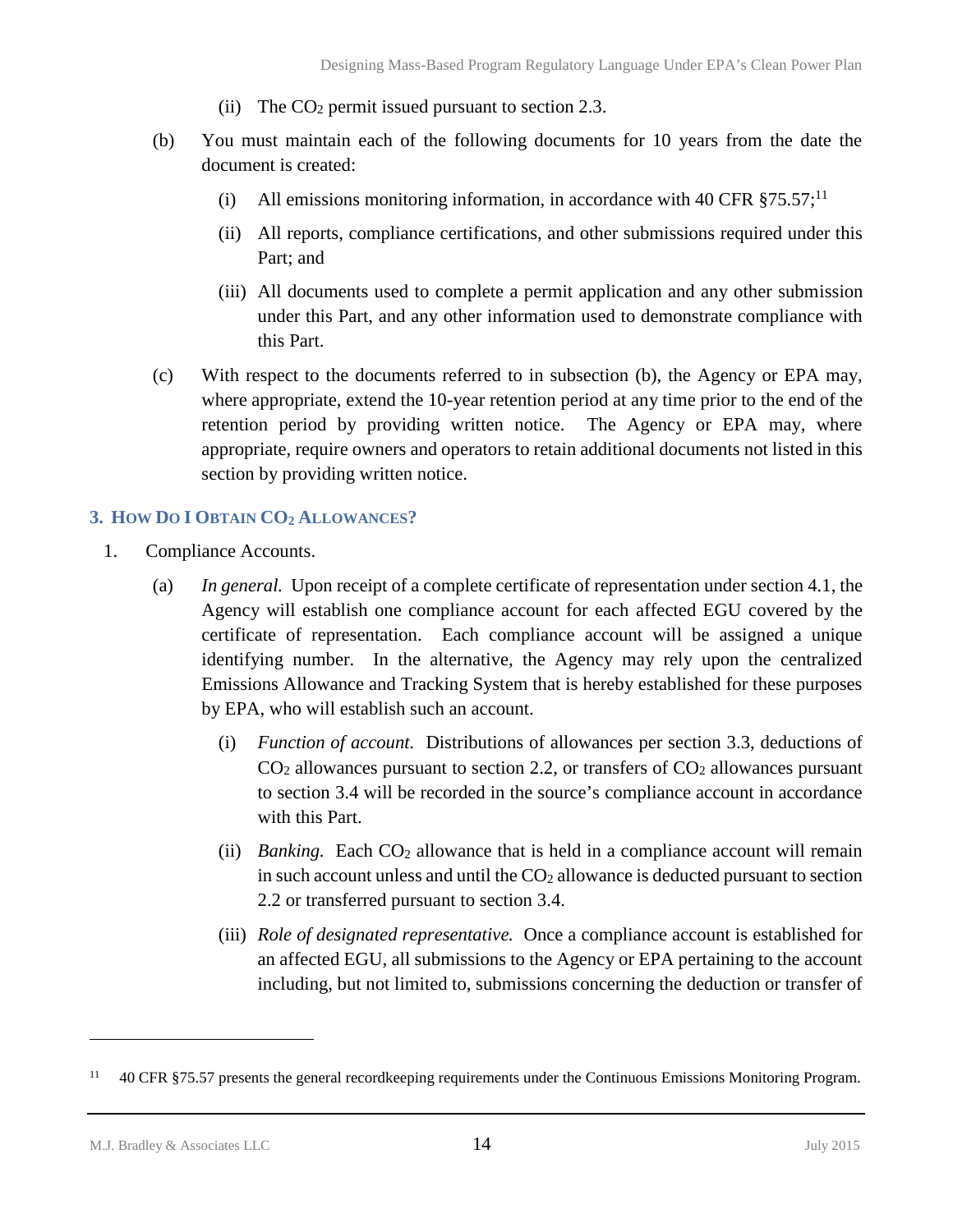(ii) The $CO_2$ permit issued pursuant to section 2.3.

(b) You must maintain each of the following documents for 10 years from the date the document is created:

(i) All emissions monitoring information, in accordance with 40 CFR §75.57;[11]

(ii) All reports, compliance certifications, and other submissions required under this Part; and

(iii) All documents used to complete a permit application and any other submission under this Part, and any other information used to demonstrate compliance with this Part.

(c) With respect to the documents referred to in subsection (b), the Agency or EPA may, where appropriate, extend the 10-year retention period at any time prior to the end of the retention period by providing written notice. The Agency or EPA may, where appropriate, require owners and operators to retain additional documents not listed in this section by providing written notice.

### 3. How Do I Obtain $CO_2$ Allowances?

1. Compliance Accounts.

(a) *In general.* Upon receipt of a complete certificate of representation under section 4.1, the Agency will establish one compliance account for each affected EGU covered by the certificate of representation. Each compliance account will be assigned a unique identifying number. In the alternative, the Agency may rely upon the centralized Emissions Allowance and Tracking System that is hereby established for these purposes by EPA, who will establish such an account.

(i) *Function of account.* Distributions of allowances per section 3.3, deductions of $CO_2$ allowances pursuant to section 2.2, or transfers of $CO_2$ allowances pursuant to section 3.4 will be recorded in the source's compliance account in accordance with this Part.

(ii) *Banking.* Each $CO_2$ allowance that is held in a compliance account will remain in such account unless and until the $CO_2$ allowance is deducted pursuant to section 2.2 or transferred pursuant to section 3.4.

(iii) *Role of designated representative.* Once a compliance account is established for an affected EGU, all submissions to the Agency or EPA pertaining to the account including, but not limited to, submissions concerning the deduction or transfer of

---

[11] 40 CFR §75.57 presents the general recordkeeping requirements under the Continuous Emissions Monitoring Program.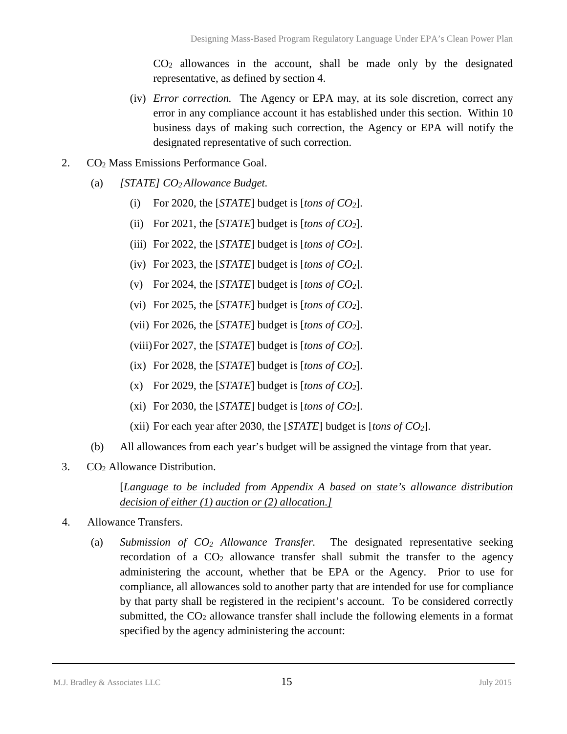$CO_2$ allowances in the account, shall be made only by the designated representative, as defined by section 4.

(iv) *Error correction.* The Agency or EPA may, at its sole discretion, correct any error in any compliance account it has established under this section. Within 10 business days of making such correction, the Agency or EPA will notify the designated representative of such correction.

2. $CO_2$ Mass Emissions Performance Goal.

(a) *[STATE] $CO_2$ Allowance Budget.*

(i) For 2020, the [*STATE*] budget is [*tons of $CO_2$*].

(ii) For 2021, the [*STATE*] budget is [*tons of $CO_2$*].

(iii) For 2022, the [*STATE*] budget is [*tons of $CO_2$*].

(iv) For 2023, the [*STATE*] budget is [*tons of $CO_2$*].

(v) For 2024, the [*STATE*] budget is [*tons of $CO_2$*].

(vi) For 2025, the [*STATE*] budget is [*tons of $CO_2$*].

(vii) For 2026, the [*STATE*] budget is [*tons of $CO_2$*].

(viii) For 2027, the [*STATE*] budget is [*tons of $CO_2$*].

(ix) For 2028, the [*STATE*] budget is [*tons of $CO_2$*].

(x) For 2029, the [*STATE*] budget is [*tons of $CO_2$*].

(xi) For 2030, the [*STATE*] budget is [*tons of $CO_2$*].

(xii) For each year after 2030, the [*STATE*] budget is [*tons of $CO_2$*].

(b) All allowances from each year's budget will be assigned the vintage from that year.

3. $CO_2$ Allowance Distribution.

[*Language to be included from Appendix A based on state's allowance distribution decision of either (1) auction or (2) allocation.]*

4. Allowance Transfers.

(a) *Submission of $CO_2$ Allowance Transfer.* The designated representative seeking recordation of a $CO_2$ allowance transfer shall submit the transfer to the agency administering the account, whether that be EPA or the Agency. Prior to use for compliance, all allowances sold to another party that are intended for use for compliance by that party shall be registered in the recipient's account. To be considered correctly submitted, the $CO_2$ allowance transfer shall include the following elements in a format specified by the agency administering the account: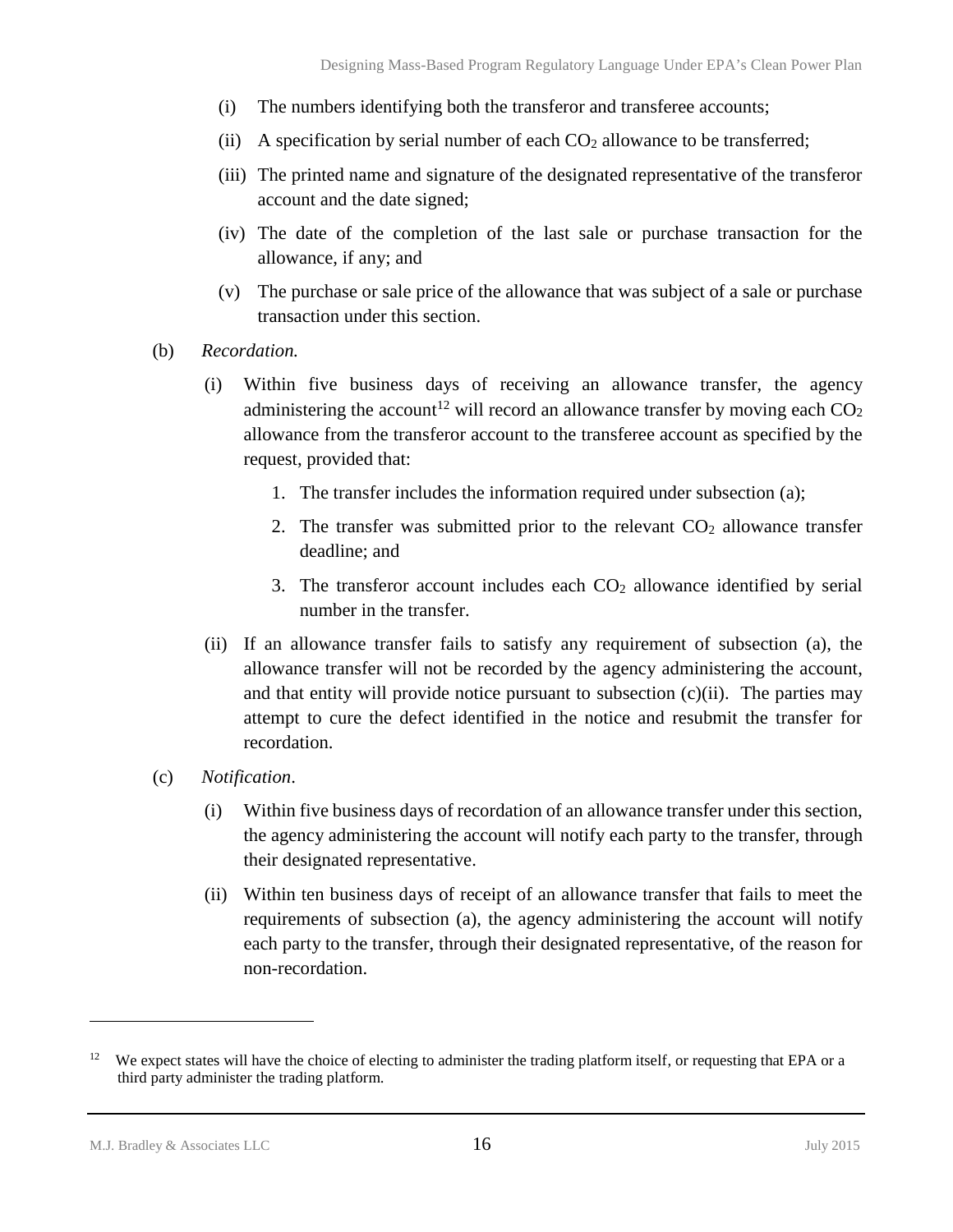(i) The numbers identifying both the transferor and transferee accounts;

(ii) A specification by serial number of each $CO_2$ allowance to be transferred;

(iii) The printed name and signature of the designated representative of the transferor account and the date signed;

(iv) The date of the completion of the last sale or purchase transaction for the allowance, if any; and

(v) The purchase or sale price of the allowance that was subject of a sale or purchase transaction under this section.

(b) *Recordation.*

(i) Within five business days of receiving an allowance transfer, the agency administering the account[12] will record an allowance transfer by moving each $CO_2$ allowance from the transferor account to the transferee account as specified by the request, provided that:

1. The transfer includes the information required under subsection (a);
2. The transfer was submitted prior to the relevant $CO_2$ allowance transfer deadline; and
3. The transferor account includes each $CO_2$ allowance identified by serial number in the transfer.

(ii) If an allowance transfer fails to satisfy any requirement of subsection (a), the allowance transfer will not be recorded by the agency administering the account, and that entity will provide notice pursuant to subsection (c)(ii). The parties may attempt to cure the defect identified in the notice and resubmit the transfer for recordation.

(c) *Notification*.

(i) Within five business days of recordation of an allowance transfer under this section, the agency administering the account will notify each party to the transfer, through their designated representative.

(ii) Within ten business days of receipt of an allowance transfer that fails to meet the requirements of subsection (a), the agency administering the account will notify each party to the transfer, through their designated representative, of the reason for non-recordation.

---

[12] We expect states will have the choice of electing to administer the trading platform itself, or requesting that EPA or a third party administer the trading platform.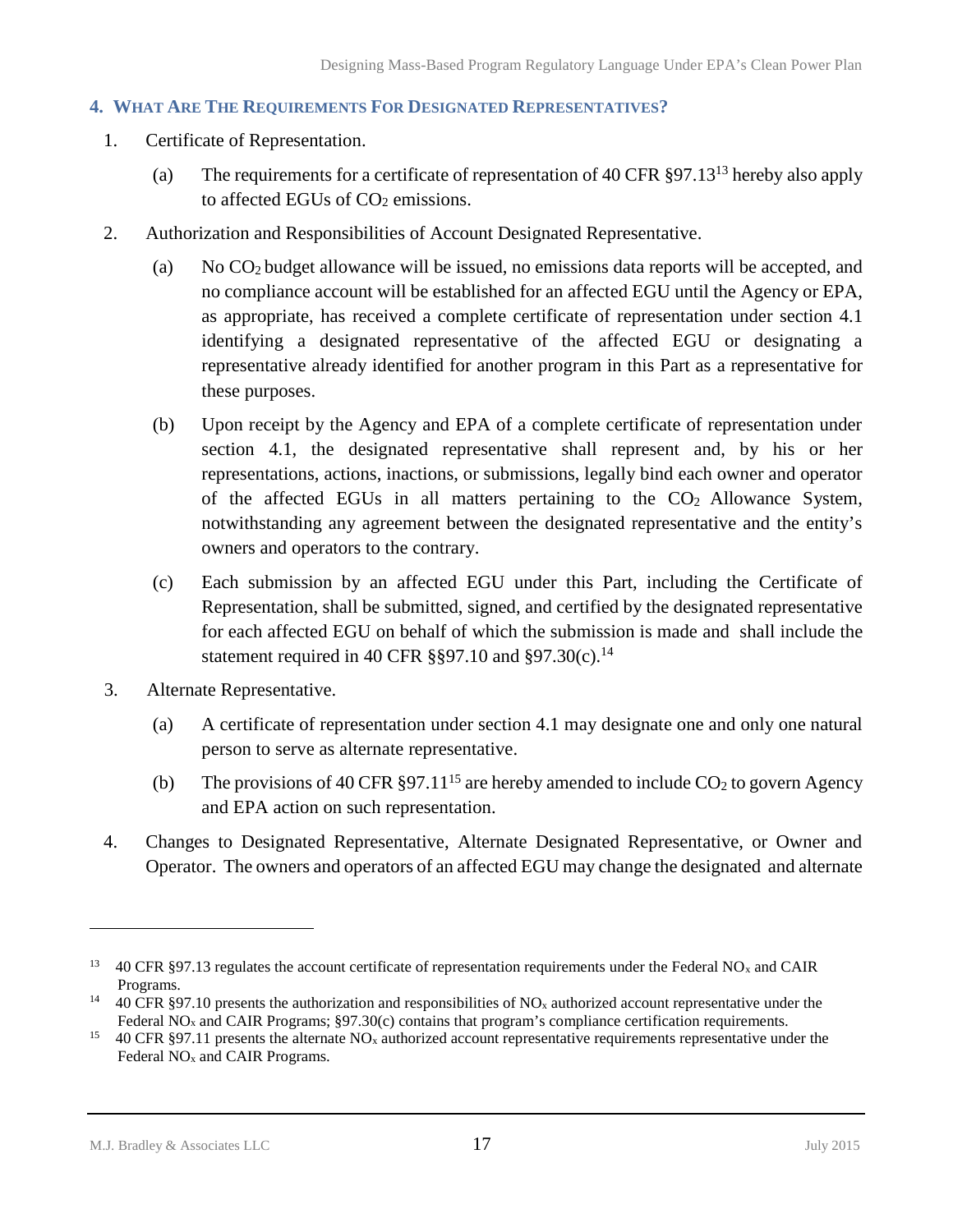### 4. WHAT ARE THE REQUIREMENTS FOR DESIGNATED REPRESENTATIVES?

1. Certificate of Representation.

   (a) The requirements for a certificate of representation of 40 CFR §97.13[13] hereby also apply to affected EGUs of $CO_2$ emissions.

2. Authorization and Responsibilities of Account Designated Representative.

   (a) No $CO_2$ budget allowance will be issued, no emissions data reports will be accepted, and no compliance account will be established for an affected EGU until the Agency or EPA, as appropriate, has received a complete certificate of representation under section 4.1 identifying a designated representative of the affected EGU or designating a representative already identified for another program in this Part as a representative for these purposes.

   (b) Upon receipt by the Agency and EPA of a complete certificate of representation under section 4.1, the designated representative shall represent and, by his or her representations, actions, inactions, or submissions, legally bind each owner and operator of the affected EGUs in all matters pertaining to the $CO_2$ Allowance System, notwithstanding any agreement between the designated representative and the entity's owners and operators to the contrary.

   (c) Each submission by an affected EGU under this Part, including the Certificate of Representation, shall be submitted, signed, and certified by the designated representative for each affected EGU on behalf of which the submission is made and shall include the statement required in 40 CFR §§97.10 and §97.30(c).[14]

3. Alternate Representative.

   (a) A certificate of representation under section 4.1 may designate one and only one natural person to serve as alternate representative.

   (b) The provisions of 40 CFR §97.11[15] are hereby amended to include $CO_2$ to govern Agency and EPA action on such representation.

4. Changes to Designated Representative, Alternate Designated Representative, or Owner and Operator. The owners and operators of an affected EGU may change the designated and alternate

---

[13] 40 CFR §97.13 regulates the account certificate of representation requirements under the Federal $NO_x$ and CAIR Programs.

[14] 40 CFR §97.10 presents the authorization and responsibilities of $NO_x$ authorized account representative under the Federal $NO_x$ and CAIR Programs; §97.30(c) contains that program's compliance certification requirements.

[15] 40 CFR §97.11 presents the alternate $NO_x$ authorized account representative requirements representative under the Federal $NO_x$ and CAIR Programs.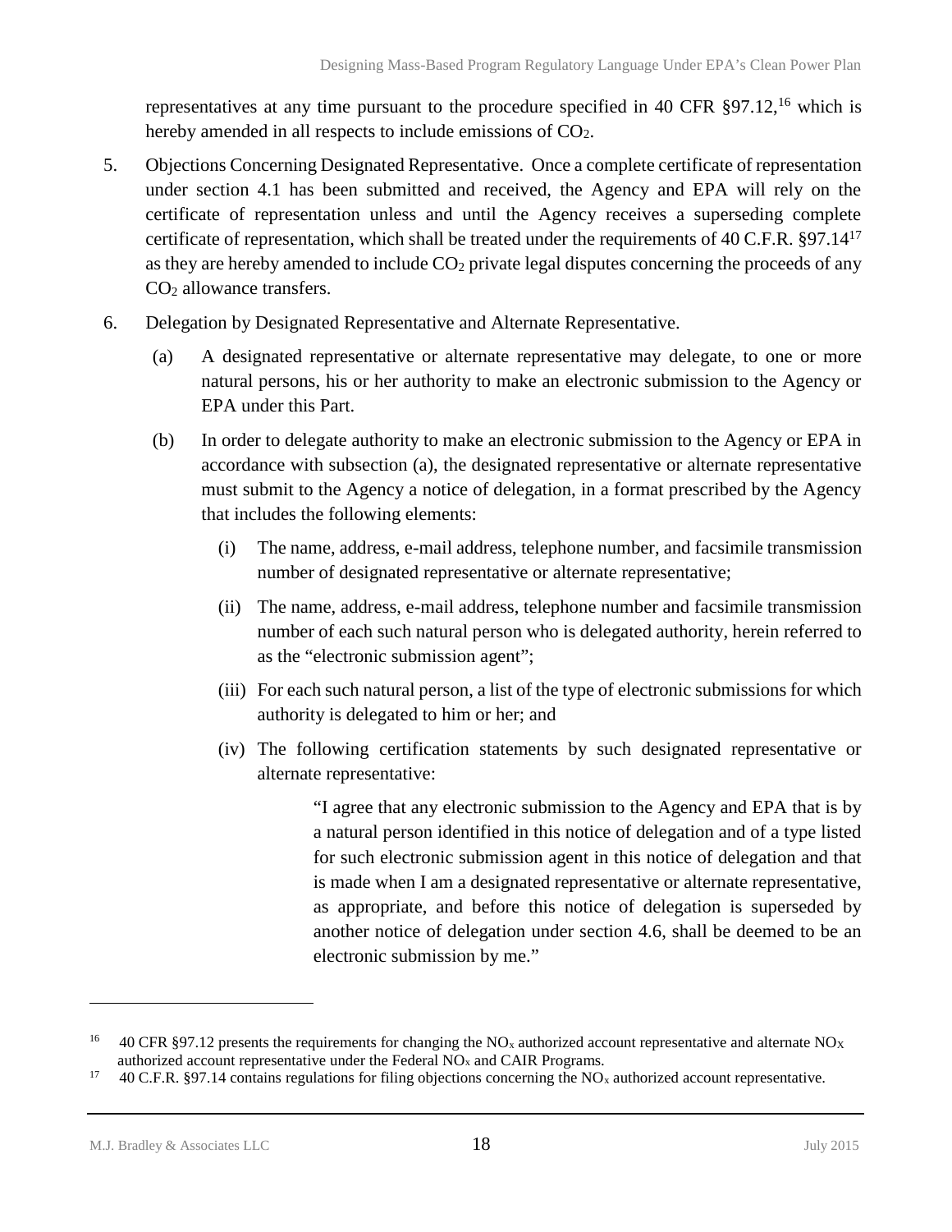representatives at any time pursuant to the procedure specified in 40 CFR §97.12,[16] which is hereby amended in all respects to include emissions of $CO_2$.

5. Objections Concerning Designated Representative. Once a complete certificate of representation under section 4.1 has been submitted and received, the Agency and EPA will rely on the certificate of representation unless and until the Agency receives a superseding complete certificate of representation, which shall be treated under the requirements of 40 C.F.R. §97.14[17] as they are hereby amended to include $CO_2$ private legal disputes concerning the proceeds of any $CO_2$ allowance transfers.

6. Delegation by Designated Representative and Alternate Representative.

   (a) A designated representative or alternate representative may delegate, to one or more natural persons, his or her authority to make an electronic submission to the Agency or EPA under this Part.

   (b) In order to delegate authority to make an electronic submission to the Agency or EPA in accordance with subsection (a), the designated representative or alternate representative must submit to the Agency a notice of delegation, in a format prescribed by the Agency that includes the following elements:

      (i) The name, address, e-mail address, telephone number, and facsimile transmission number of designated representative or alternate representative;

      (ii) The name, address, e-mail address, telephone number and facsimile transmission number of each such natural person who is delegated authority, herein referred to as the "electronic submission agent";

      (iii) For each such natural person, a list of the type of electronic submissions for which authority is delegated to him or her; and

      (iv) The following certification statements by such designated representative or alternate representative:

      > "I agree that any electronic submission to the Agency and EPA that is by a natural person identified in this notice of delegation and of a type listed for such electronic submission agent in this notice of delegation and that is made when I am a designated representative or alternate representative, as appropriate, and before this notice of delegation is superseded by another notice of delegation under section 4.6, shall be deemed to be an electronic submission by me."

---

[16] 40 CFR §97.12 presents the requirements for changing the $NO_x$ authorized account representative and alternate $NO_X$ authorized account representative under the Federal $NO_x$ and CAIR Programs.

[17] 40 C.F.R. §97.14 contains regulations for filing objections concerning the $NO_x$ authorized account representative.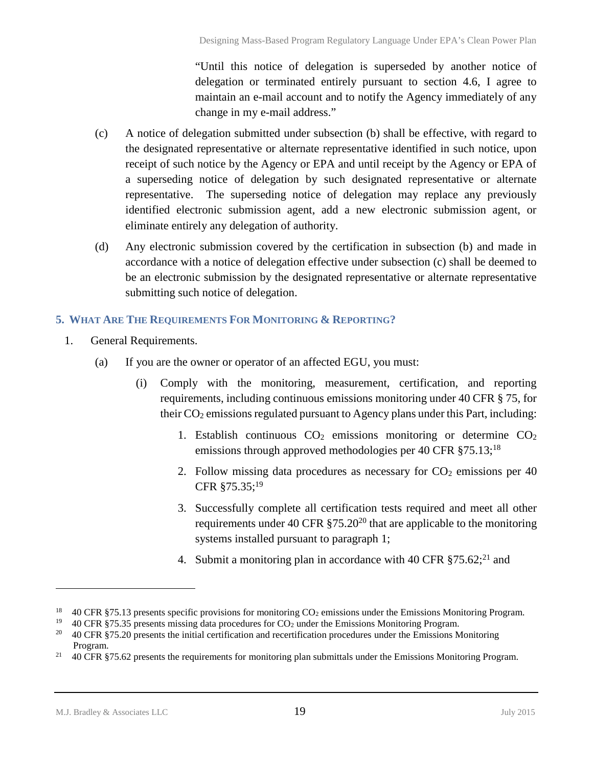"Until this notice of delegation is superseded by another notice of delegation or terminated entirely pursuant to section 4.6, I agree to maintain an e-mail account and to notify the Agency immediately of any change in my e-mail address."

(c) A notice of delegation submitted under subsection (b) shall be effective, with regard to the designated representative or alternate representative identified in such notice, upon receipt of such notice by the Agency or EPA and until receipt by the Agency or EPA of a superseding notice of delegation by such designated representative or alternate representative. The superseding notice of delegation may replace any previously identified electronic submission agent, add a new electronic submission agent, or eliminate entirely any delegation of authority.

(d) Any electronic submission covered by the certification in subsection (b) and made in accordance with a notice of delegation effective under subsection (c) shall be deemed to be an electronic submission by the designated representative or alternate representative submitting such notice of delegation.

### 5. What Are The Requirements For Monitoring & Reporting?

1. General Requirements.

   (a) If you are the owner or operator of an affected EGU, you must:

   (i) Comply with the monitoring, measurement, certification, and reporting requirements, including continuous emissions monitoring under 40 CFR § 75, for their $CO_2$ emissions regulated pursuant to Agency plans under this Part, including:

   1. Establish continuous $CO_2$ emissions monitoring or determine $CO_2$ emissions through approved methodologies per 40 CFR §75.13;[18]
   2. Follow missing data procedures as necessary for $CO_2$ emissions per 40 CFR §75.35;[19]
   3. Successfully complete all certification tests required and meet all other requirements under 40 CFR §75.20[20] that are applicable to the monitoring systems installed pursuant to paragraph 1;
   4. Submit a monitoring plan in accordance with 40 CFR §75.62;[21] and

---

[18] 40 CFR §75.13 presents specific provisions for monitoring $CO_2$ emissions under the Emissions Monitoring Program.

[19] 40 CFR §75.35 presents missing data procedures for $CO_2$ under the Emissions Monitoring Program.

[20] 40 CFR §75.20 presents the initial certification and recertification procedures under the Emissions Monitoring Program.

[21] 40 CFR §75.62 presents the requirements for monitoring plan submittals under the Emissions Monitoring Program.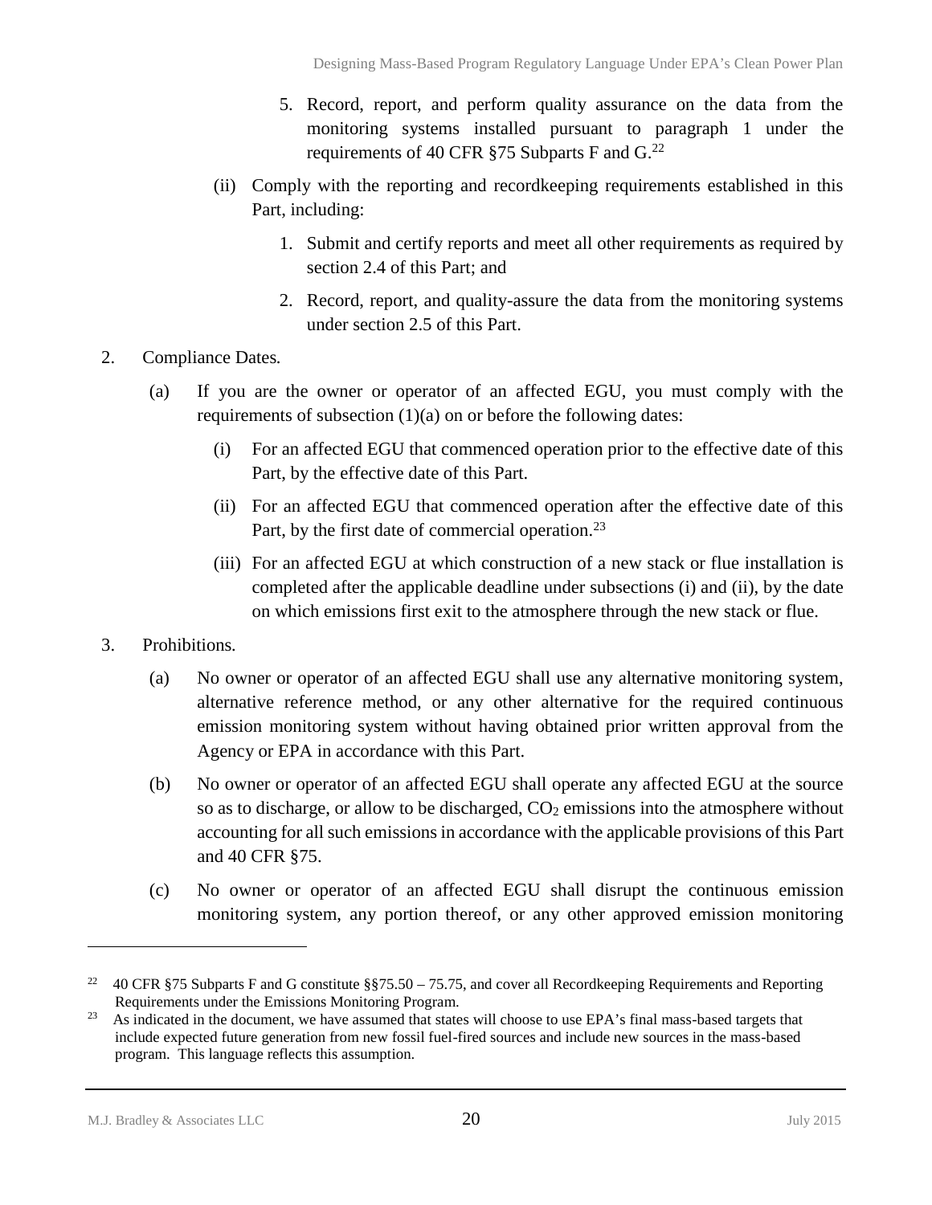5. Record, report, and perform quality assurance on the data from the monitoring systems installed pursuant to paragraph 1 under the requirements of 40 CFR §75 Subparts F and G.[22]

(ii) Comply with the reporting and recordkeeping requirements established in this Part, including:

1. Submit and certify reports and meet all other requirements as required by section 2.4 of this Part; and
2. Record, report, and quality-assure the data from the monitoring systems under section 2.5 of this Part.

2. Compliance Dates.

(a) If you are the owner or operator of an affected EGU, you must comply with the requirements of subsection (1)(a) on or before the following dates:

(i) For an affected EGU that commenced operation prior to the effective date of this Part, by the effective date of this Part.

(ii) For an affected EGU that commenced operation after the effective date of this Part, by the first date of commercial operation.[23]

(iii) For an affected EGU at which construction of a new stack or flue installation is completed after the applicable deadline under subsections (i) and (ii), by the date on which emissions first exit to the atmosphere through the new stack or flue.

3. Prohibitions.

(a) No owner or operator of an affected EGU shall use any alternative monitoring system, alternative reference method, or any other alternative for the required continuous emission monitoring system without having obtained prior written approval from the Agency or EPA in accordance with this Part.

(b) No owner or operator of an affected EGU shall operate any affected EGU at the source so as to discharge, or allow to be discharged, $CO_2$ emissions into the atmosphere without accounting for all such emissions in accordance with the applicable provisions of this Part and 40 CFR §75.

(c) No owner or operator of an affected EGU shall disrupt the continuous emission monitoring system, any portion thereof, or any other approved emission monitoring

---

[22] 40 CFR §75 Subparts F and G constitute §§75.50 – 75.75, and cover all Recordkeeping Requirements and Reporting Requirements under the Emissions Monitoring Program.

[23] As indicated in the document, we have assumed that states will choose to use EPA's final mass-based targets that include expected future generation from new fossil fuel-fired sources and include new sources in the mass-based program. This language reflects this assumption.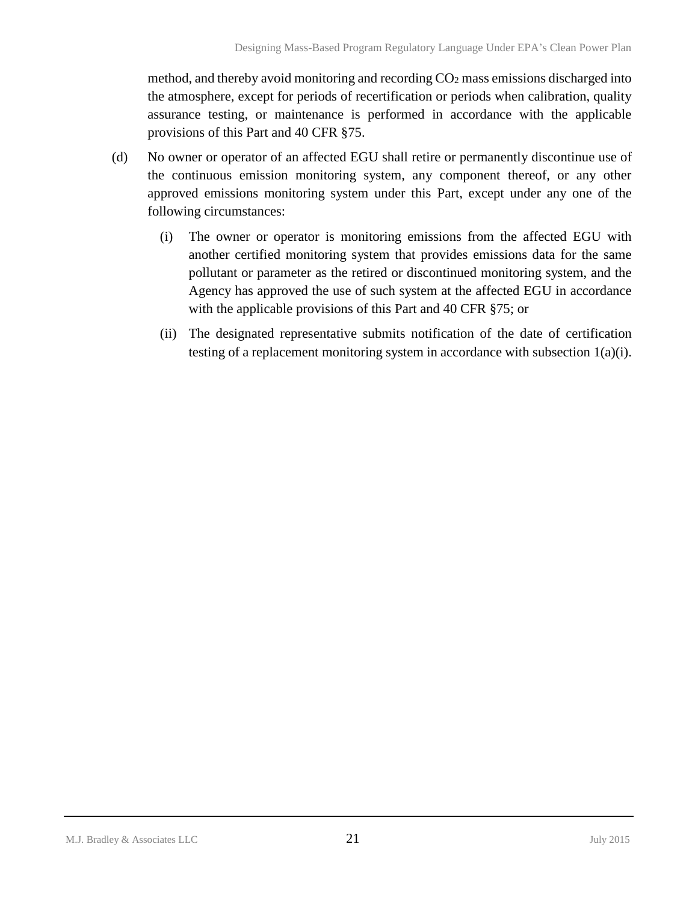method, and thereby avoid monitoring and recording $CO_2$ mass emissions discharged into the atmosphere, except for periods of recertification or periods when calibration, quality assurance testing, or maintenance is performed in accordance with the applicable provisions of this Part and 40 CFR §75.

(d) No owner or operator of an affected EGU shall retire or permanently discontinue use of the continuous emission monitoring system, any component thereof, or any other approved emissions monitoring system under this Part, except under any one of the following circumstances:

(i) The owner or operator is monitoring emissions from the affected EGU with another certified monitoring system that provides emissions data for the same pollutant or parameter as the retired or discontinued monitoring system, and the Agency has approved the use of such system at the affected EGU in accordance with the applicable provisions of this Part and 40 CFR §75; or

(ii) The designated representative submits notification of the date of certification testing of a replacement monitoring system in accordance with subsection 1(a)(i).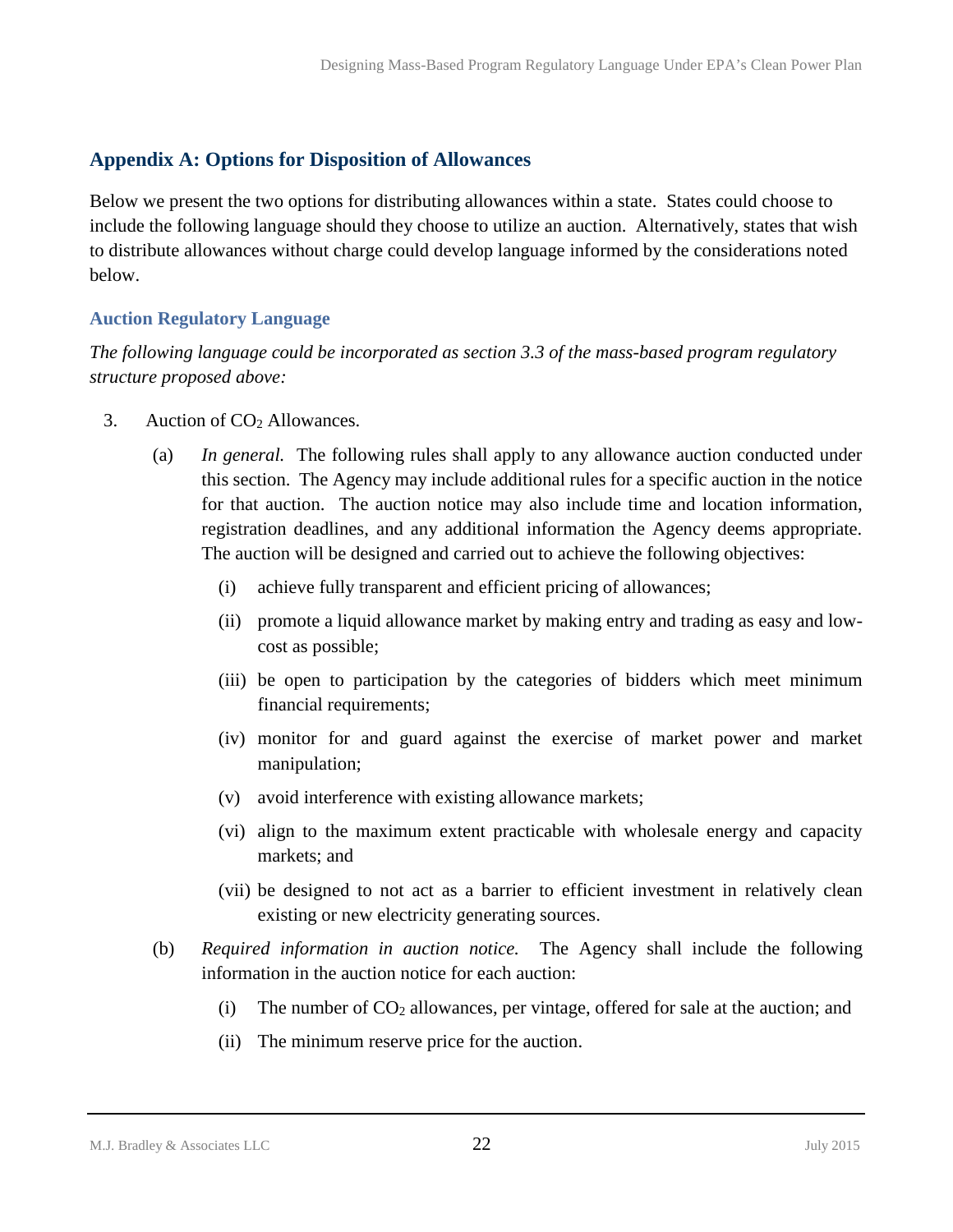## Appendix A: Options for Disposition of Allowances

Below we present the two options for distributing allowances within a state. States could choose to include the following language should they choose to utilize an auction. Alternatively, states that wish to distribute allowances without charge could develop language informed by the considerations noted below.

### Auction Regulatory Language

*The following language could be incorporated as section 3.3 of the mass-based program regulatory structure proposed above:*

3. Auction of $CO_2$ Allowances.

   (a) *In general.* The following rules shall apply to any allowance auction conducted under this section. The Agency may include additional rules for a specific auction in the notice for that auction. The auction notice may also include time and location information, registration deadlines, and any additional information the Agency deems appropriate. The auction will be designed and carried out to achieve the following objectives:

      (i) achieve fully transparent and efficient pricing of allowances;

      (ii) promote a liquid allowance market by making entry and trading as easy and low-cost as possible;

      (iii) be open to participation by the categories of bidders which meet minimum financial requirements;

      (iv) monitor for and guard against the exercise of market power and market manipulation;

      (v) avoid interference with existing allowance markets;

      (vi) align to the maximum extent practicable with wholesale energy and capacity markets; and

      (vii) be designed to not act as a barrier to efficient investment in relatively clean existing or new electricity generating sources.

   (b) *Required information in auction notice.* The Agency shall include the following information in the auction notice for each auction:

      (i) The number of $CO_2$ allowances, per vintage, offered for sale at the auction; and

      (ii) The minimum reserve price for the auction.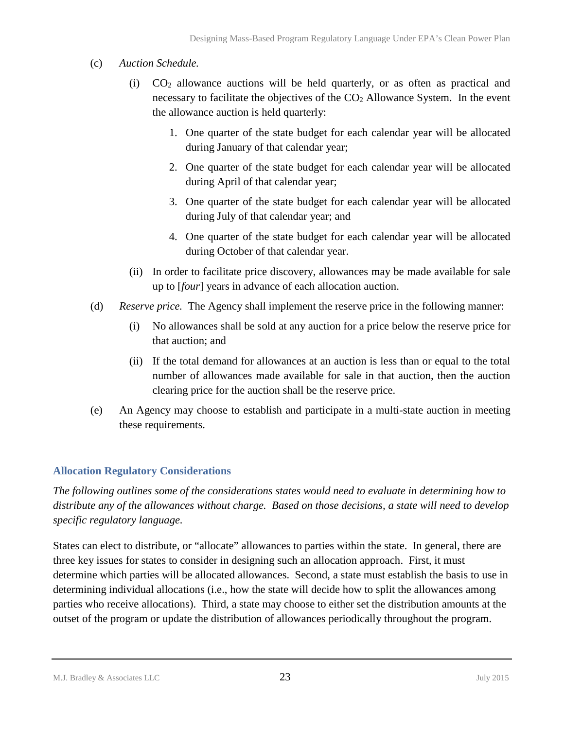(c) *Auction Schedule.*

(i) $CO_2$ allowance auctions will be held quarterly, or as often as practical and necessary to facilitate the objectives of the $CO_2$ Allowance System. In the event the allowance auction is held quarterly:

1. One quarter of the state budget for each calendar year will be allocated during January of that calendar year;
2. One quarter of the state budget for each calendar year will be allocated during April of that calendar year;
3. One quarter of the state budget for each calendar year will be allocated during July of that calendar year; and
4. One quarter of the state budget for each calendar year will be allocated during October of that calendar year.

(ii) In order to facilitate price discovery, allowances may be made available for sale up to [*four*] years in advance of each allocation auction.

(d) *Reserve price.* The Agency shall implement the reserve price in the following manner:

(i) No allowances shall be sold at any auction for a price below the reserve price for that auction; and

(ii) If the total demand for allowances at an auction is less than or equal to the total number of allowances made available for sale in that auction, then the auction clearing price for the auction shall be the reserve price.

(e) An Agency may choose to establish and participate in a multi-state auction in meeting these requirements.

### Allocation Regulatory Considerations

*The following outlines some of the considerations states would need to evaluate in determining how to distribute any of the allowances without charge. Based on those decisions, a state will need to develop specific regulatory language.*

States can elect to distribute, or "allocate" allowances to parties within the state. In general, there are three key issues for states to consider in designing such an allocation approach. First, it must determine which parties will be allocated allowances. Second, a state must establish the basis to use in determining individual allocations (i.e., how the state will decide how to split the allowances among parties who receive allocations). Third, a state may choose to either set the distribution amounts at the outset of the program or update the distribution of allowances periodically throughout the program.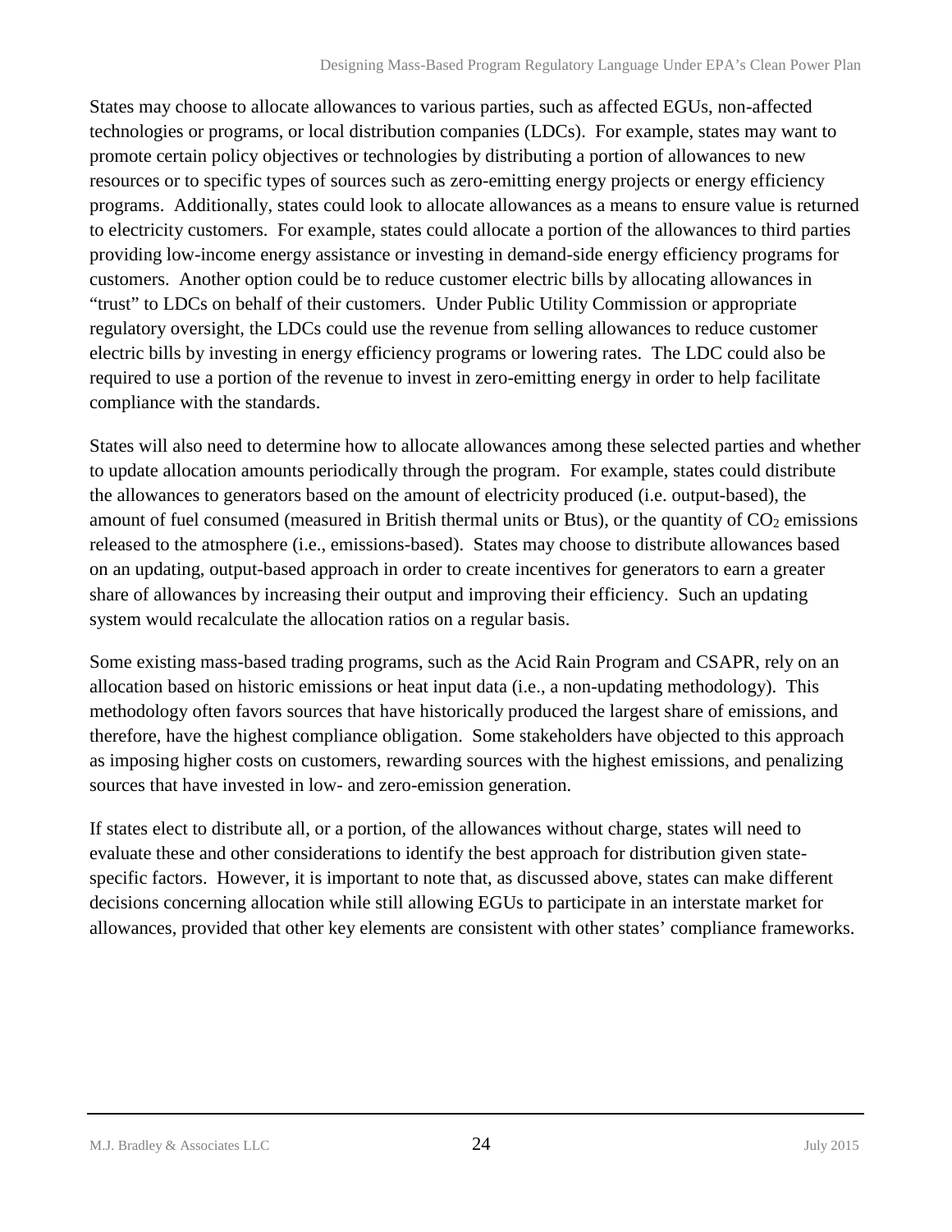States may choose to allocate allowances to various parties, such as affected EGUs, non-affected technologies or programs, or local distribution companies (LDCs). For example, states may want to promote certain policy objectives or technologies by distributing a portion of allowances to new resources or to specific types of sources such as zero-emitting energy projects or energy efficiency programs. Additionally, states could look to allocate allowances as a means to ensure value is returned to electricity customers. For example, states could allocate a portion of the allowances to third parties providing low-income energy assistance or investing in demand-side energy efficiency programs for customers. Another option could be to reduce customer electric bills by allocating allowances in "trust" to LDCs on behalf of their customers. Under Public Utility Commission or appropriate regulatory oversight, the LDCs could use the revenue from selling allowances to reduce customer electric bills by investing in energy efficiency programs or lowering rates. The LDC could also be required to use a portion of the revenue to invest in zero-emitting energy in order to help facilitate compliance with the standards.

States will also need to determine how to allocate allowances among these selected parties and whether to update allocation amounts periodically through the program. For example, states could distribute the allowances to generators based on the amount of electricity produced (i.e. output-based), the amount of fuel consumed (measured in British thermal units or Btus), or the quantity of $CO_2$ emissions released to the atmosphere (i.e., emissions-based). States may choose to distribute allowances based on an updating, output-based approach in order to create incentives for generators to earn a greater share of allowances by increasing their output and improving their efficiency. Such an updating system would recalculate the allocation ratios on a regular basis.

Some existing mass-based trading programs, such as the Acid Rain Program and CSAPR, rely on an allocation based on historic emissions or heat input data (i.e., a non-updating methodology). This methodology often favors sources that have historically produced the largest share of emissions, and therefore, have the highest compliance obligation. Some stakeholders have objected to this approach as imposing higher costs on customers, rewarding sources with the highest emissions, and penalizing sources that have invested in low- and zero-emission generation.

If states elect to distribute all, or a portion, of the allowances without charge, states will need to evaluate these and other considerations to identify the best approach for distribution given state-specific factors. However, it is important to note that, as discussed above, states can make different decisions concerning allocation while still allowing EGUs to participate in an interstate market for allowances, provided that other key elements are consistent with other states' compliance frameworks.